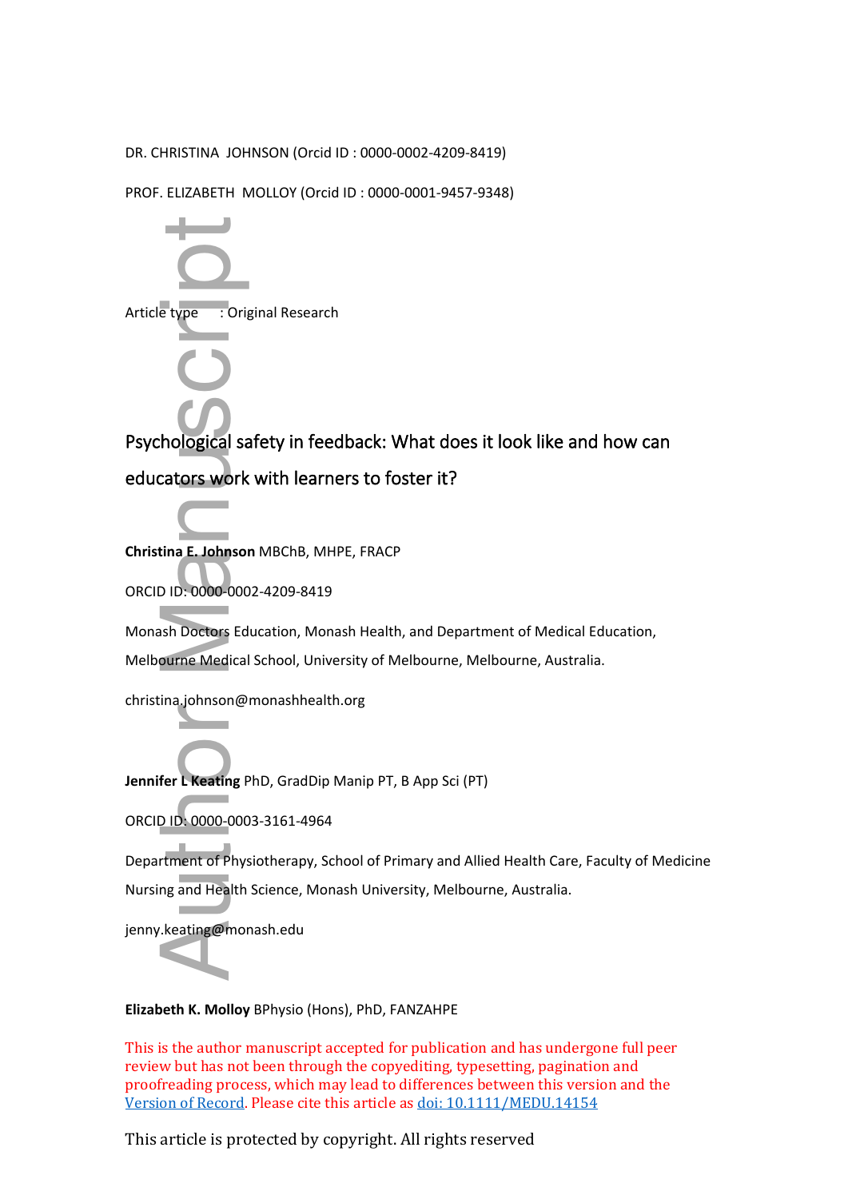DR. CHRISTINA JOHNSON (Orcid ID : 0000-0002-4209-8419)

PROF. ELIZABETH MOLLOY (Orcid ID : 0000-0001-9457-9348)

Article type : Original Research

# Psychological safety in feedback: What does it look like and how can educators work with learners to foster it?

**Christina E. Johnson** MBChB, MHPE, FRACP

ORCID ID: 0000-0002-4209-8419

Monash Doctors Education, Monash Health, and Department of Medical Education, Melbourne Medical School, University of Melbourne, Melbourne, Australia.

christina.johnson@monashhealth.org

**Jennifer L Keating** PhD, GradDip Manip PT, B App Sci (PT)

ORCID ID: 0000-0003-3161-4964

Department of Physiotherapy, School of Primary and Allied Health Care, Faculty of Medicine Nursing and Health Science, Monash University, Melbourne, Australia.

jenny.keating@monash.edu

**Elizabeth K. Molloy** BPhysio (Hons), PhD, FANZAHPE

This is the author manuscript accepted for publication and has undergone full peer review but has not been through the copyediting, typesetting, pagination and proofreading process, which may lead to differences between this version and the Version of Record. Please cite this article as doi: 10.1111/MEDU.14154

This article is protected by copyright. All rights reserved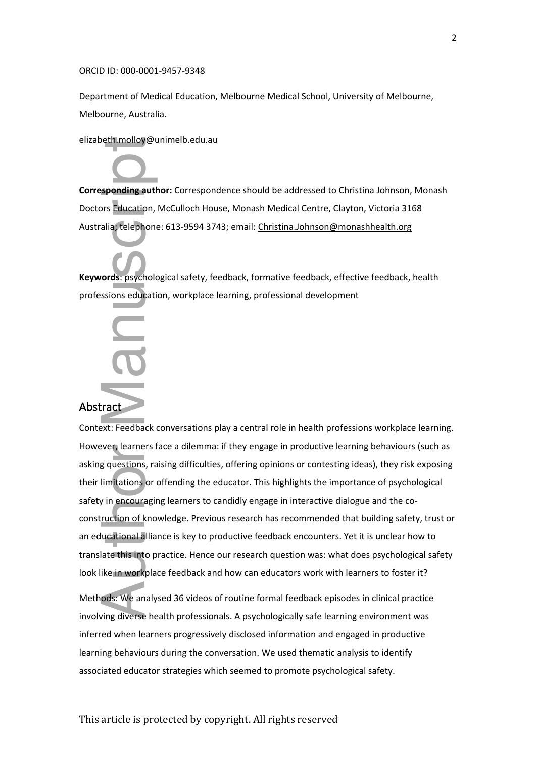ORCID ID: 000-0001-9457-9348

Department of Medical Education, Melbourne Medical School, University of Melbourne, Melbourne, Australia.

elizabeth.molloy@unimelb.edu.au

**Corresponding author:** Correspondence should be addressed to Christina Johnson, Monash Doctors Education, McCulloch House, Monash Medical Centre, Clayton, Victoria 3168 Australia; telephone: 613-9594 3743; email: Christina.Johnson@monashhealth.org

**Keywords**: psychological safety, feedback, formative feedback, effective feedback, health professions education, workplace learning, professional development

## Abstract

Context: Feedback conversations play a central role in health professions workplace learning. However, learners face a dilemma: if they engage in productive learning behaviours (such as asking questions, raising difficulties, offering opinions or contesting ideas), they risk exposing their limitations or offending the educator. This highlights the importance of psychological safety in encouraging learners to candidly engage in interactive dialogue and the co-construction of knowledge. Previous research has recommended that building safety, trust or an educational alliance is key to productive feedback encounters. Yet it is unclear how to translate this into practice. Hence our research question was: what does psychological safety look like in workplace feedback and how can educators work with learners to foster it?

Methods: We analysed 36 videos of routine formal feedback episodes in clinical practice involving diverse health professionals. A psychologically safe learning environment was inferred when learners progressively disclosed information and engaged in productive learning behaviours during the conversation. We used thematic analysis to identify associated educator strategies which seemed to promote psychological safety.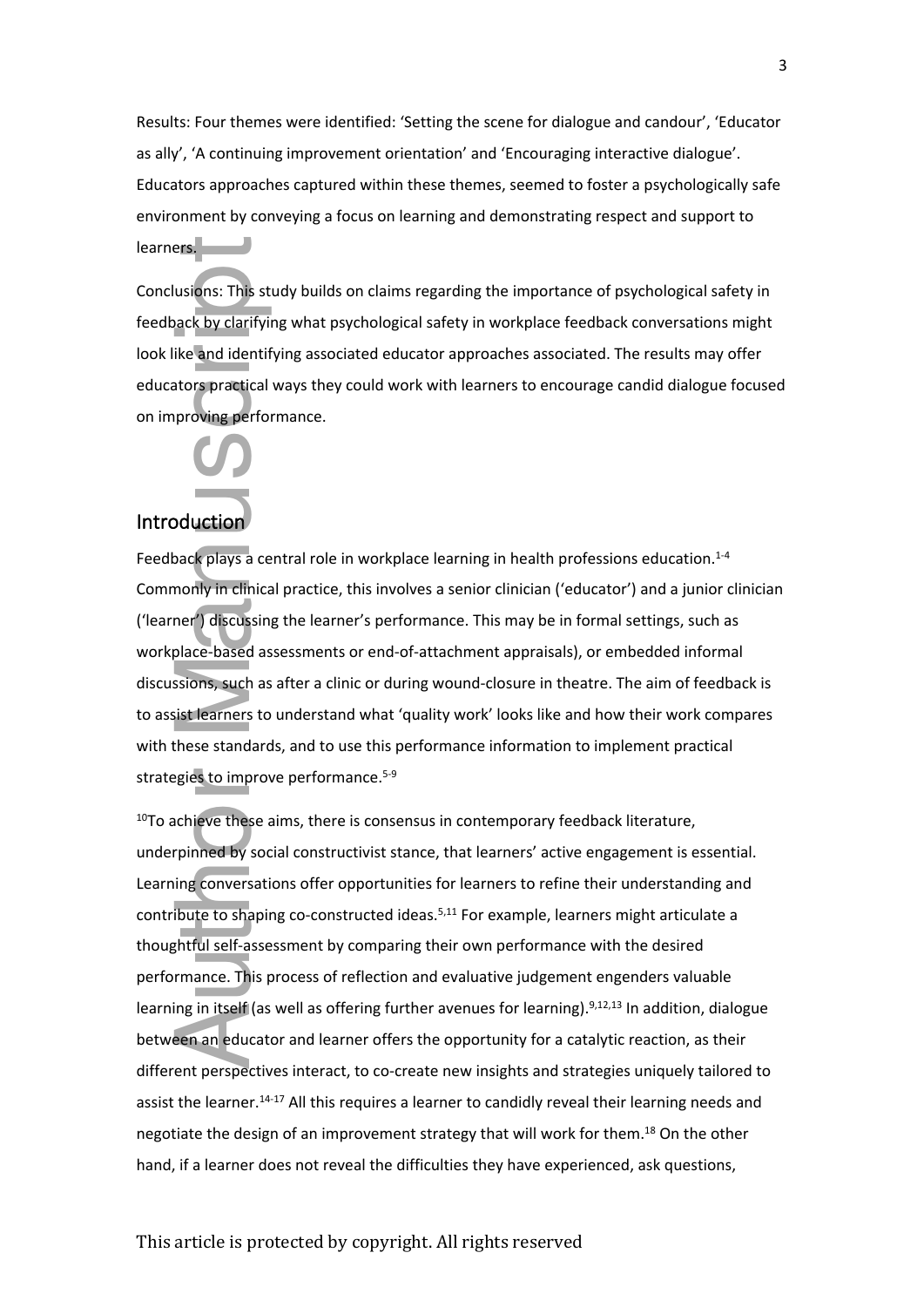Results: Four themes were identified: 'Setting the scene for dialogue and candour', 'Educator as ally', 'A continuing improvement orientation' and 'Encouraging interactive dialogue'. Educators approaches captured within these themes, seemed to foster a psychologically safe environment by conveying a focus on learning and demonstrating respect and support to learners.

Conclusions: This study builds on claims regarding the importance of psychological safety in feedback by clarifying what psychological safety in workplace feedback conversations might look like and identifying associated educator approaches associated. The results may offer educators practical ways they could work with learners to encourage candid dialogue focused on improving performance.

## Introduction

Feedback plays a central role in workplace learning in health professions education.[1-4] Commonly in clinical practice, this involves a senior clinician ('educator') and a junior clinician ('learner') discussing the learner's performance. This may be in formal settings, such as workplace-based assessments or end-of-attachment appraisals), or embedded informal discussions, such as after a clinic or during wound-closure in theatre. The aim of feedback is to assist learners to understand what 'quality work' looks like and how their work compares with these standards, and to use this performance information to implement practical strategies to improve performance.[5-9]

[10]To achieve these aims, there is consensus in contemporary feedback literature, underpinned by social constructivist stance, that learners' active engagement is essential. Learning conversations offer opportunities for learners to refine their understanding and contribute to shaping co-constructed ideas.[5,11] For example, learners might articulate a thoughtful self-assessment by comparing their own performance with the desired performance. This process of reflection and evaluative judgement engenders valuable learning in itself (as well as offering further avenues for learning).[9,12,13] In addition, dialogue between an educator and learner offers the opportunity for a catalytic reaction, as their different perspectives interact, to co-create new insights and strategies uniquely tailored to assist the learner.[14-17] All this requires a learner to candidly reveal their learning needs and negotiate the design of an improvement strategy that will work for them.[18] On the other hand, if a learner does not reveal the difficulties they have experienced, ask questions,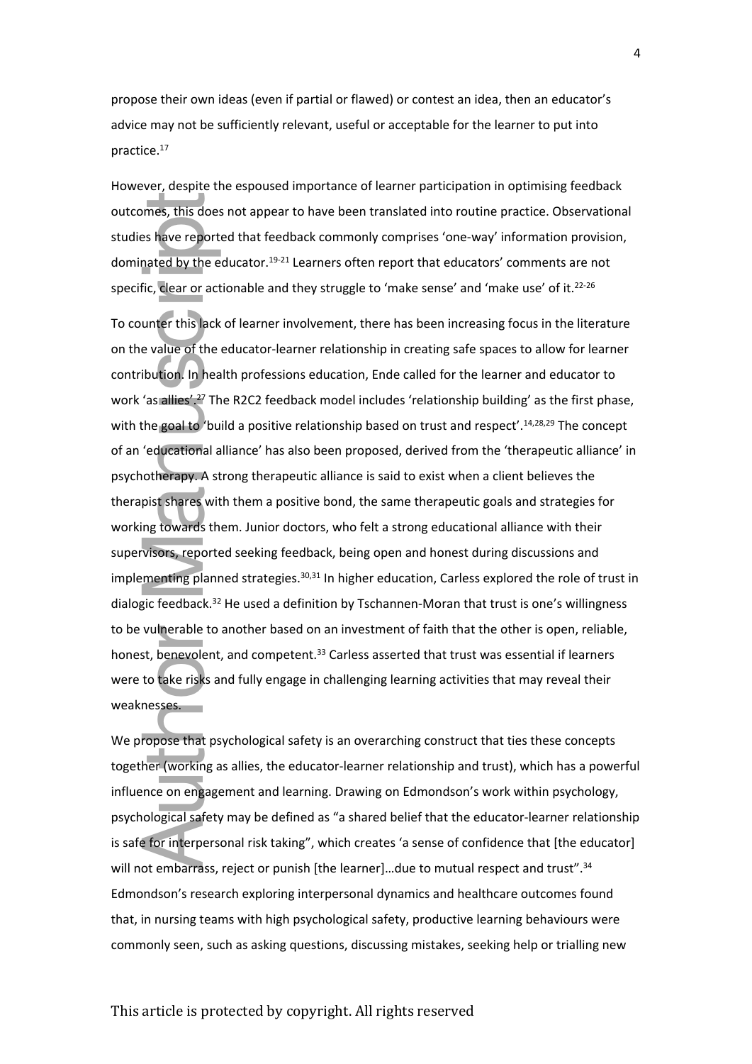propose their own ideas (even if partial or flawed) or contest an idea, then an educator's advice may not be sufficiently relevant, useful or acceptable for the learner to put into practice.[17]

However, despite the espoused importance of learner participation in optimising feedback outcomes, this does not appear to have been translated into routine practice. Observational studies have reported that feedback commonly comprises 'one-way' information provision, dominated by the educator.[19-21] Learners often report that educators' comments are not specific, clear or actionable and they struggle to 'make sense' and 'make use' of it.[22-26]

To counter this lack of learner involvement, there has been increasing focus in the literature on the value of the educator-learner relationship in creating safe spaces to allow for learner contribution. In health professions education, Ende called for the learner and educator to work 'as allies'.[27] The R2C2 feedback model includes 'relationship building' as the first phase, with the goal to 'build a positive relationship based on trust and respect'.[14,28,29] The concept of an 'educational alliance' has also been proposed, derived from the 'therapeutic alliance' in psychotherapy. A strong therapeutic alliance is said to exist when a client believes the therapist shares with them a positive bond, the same therapeutic goals and strategies for working towards them. Junior doctors, who felt a strong educational alliance with their supervisors, reported seeking feedback, being open and honest during discussions and implementing planned strategies.[30,31] In higher education, Carless explored the role of trust in dialogic feedback.[32] He used a definition by Tschannen-Moran that trust is one's willingness to be vulnerable to another based on an investment of faith that the other is open, reliable, honest, benevolent, and competent.[33] Carless asserted that trust was essential if learners were to take risks and fully engage in challenging learning activities that may reveal their weaknesses.

We propose that psychological safety is an overarching construct that ties these concepts together (working as allies, the educator-learner relationship and trust), which has a powerful influence on engagement and learning. Drawing on Edmondson's work within psychology, psychological safety may be defined as "a shared belief that the educator-learner relationship is safe for interpersonal risk taking", which creates 'a sense of confidence that [the educator] will not embarrass, reject or punish [the learner]…due to mutual respect and trust".[34] Edmondson's research exploring interpersonal dynamics and healthcare outcomes found that, in nursing teams with high psychological safety, productive learning behaviours were commonly seen, such as asking questions, discussing mistakes, seeking help or trialling new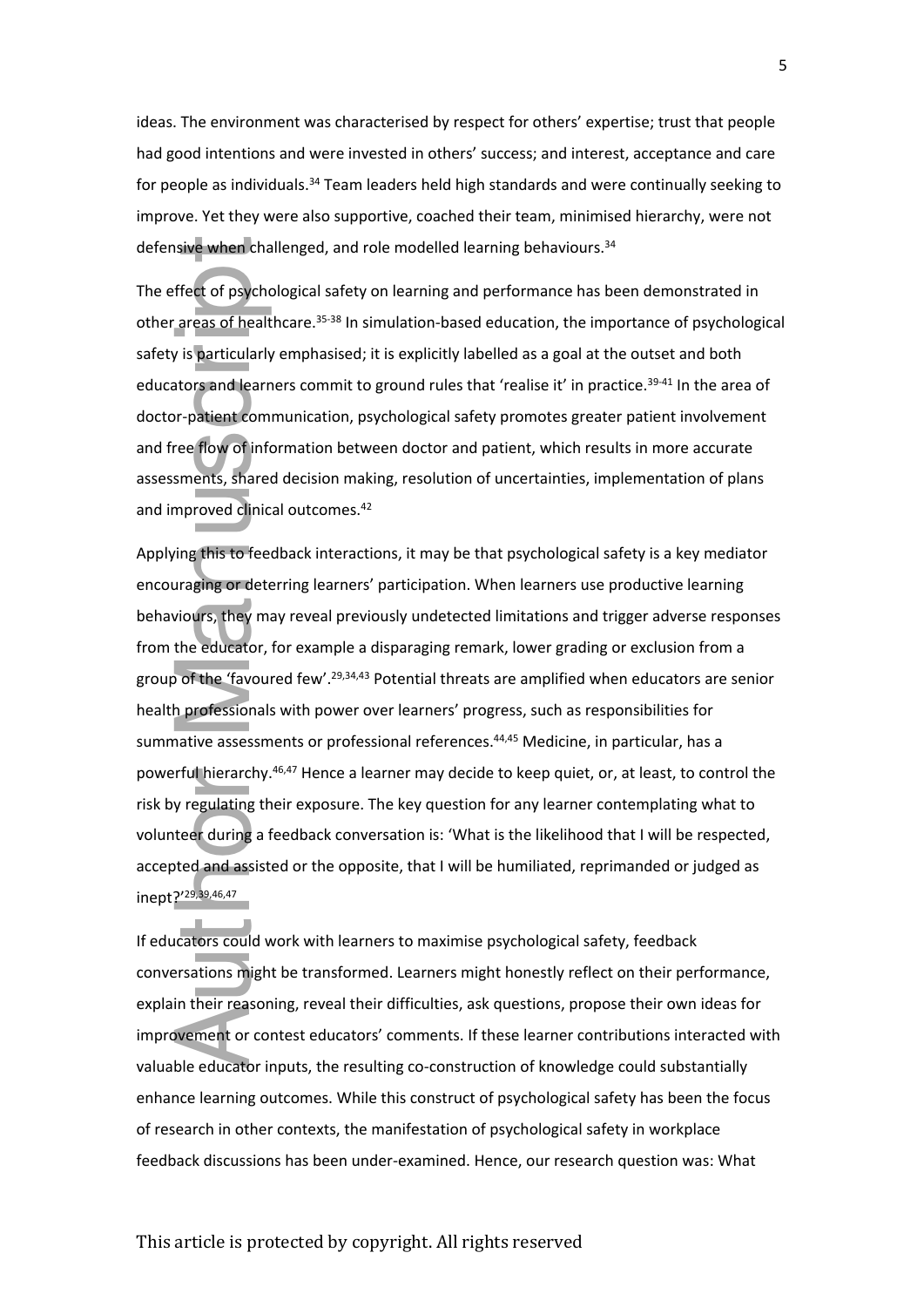ideas. The environment was characterised by respect for others' expertise; trust that people had good intentions and were invested in others' success; and interest, acceptance and care for people as individuals.[34] Team leaders held high standards and were continually seeking to improve. Yet they were also supportive, coached their team, minimised hierarchy, were not defensive when challenged, and role modelled learning behaviours.[34]

The effect of psychological safety on learning and performance has been demonstrated in other areas of healthcare.[35-38] In simulation-based education, the importance of psychological safety is particularly emphasised; it is explicitly labelled as a goal at the outset and both educators and learners commit to ground rules that 'realise it' in practice.[39-41] In the area of doctor-patient communication, psychological safety promotes greater patient involvement and free flow of information between doctor and patient, which results in more accurate assessments, shared decision making, resolution of uncertainties, implementation of plans and improved clinical outcomes.[42]

Applying this to feedback interactions, it may be that psychological safety is a key mediator encouraging or deterring learners' participation. When learners use productive learning behaviours, they may reveal previously undetected limitations and trigger adverse responses from the educator, for example a disparaging remark, lower grading or exclusion from a group of the 'favoured few'.[29,34,43] Potential threats are amplified when educators are senior health professionals with power over learners' progress, such as responsibilities for summative assessments or professional references.[44,45] Medicine, in particular, has a powerful hierarchy.[46,47] Hence a learner may decide to keep quiet, or, at least, to control the risk by regulating their exposure. The key question for any learner contemplating what to volunteer during a feedback conversation is: 'What is the likelihood that I will be respected, accepted and assisted or the opposite, that I will be humiliated, reprimanded or judged as inept?'[29,39,46,47]

If educators could work with learners to maximise psychological safety, feedback conversations might be transformed. Learners might honestly reflect on their performance, explain their reasoning, reveal their difficulties, ask questions, propose their own ideas for improvement or contest educators' comments. If these learner contributions interacted with valuable educator inputs, the resulting co-construction of knowledge could substantially enhance learning outcomes. While this construct of psychological safety has been the focus of research in other contexts, the manifestation of psychological safety in workplace feedback discussions has been under-examined. Hence, our research question was: What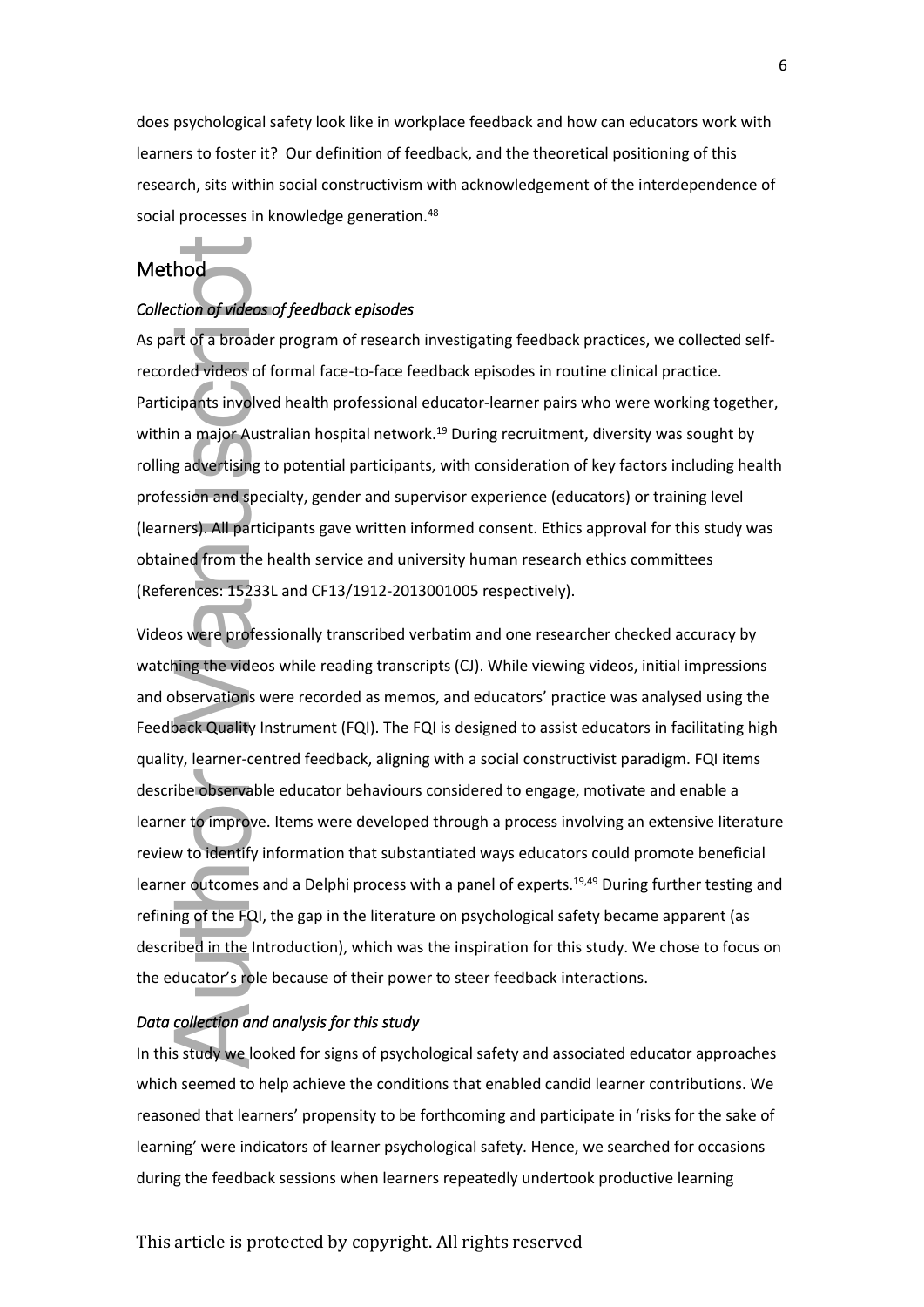does psychological safety look like in workplace feedback and how can educators work with learners to foster it? Our definition of feedback, and the theoretical positioning of this research, sits within social constructivism with acknowledgement of the interdependence of social processes in knowledge generation.[48]

## Method

### *Collection of videos of feedback episodes*

As part of a broader program of research investigating feedback practices, we collected self-recorded videos of formal face-to-face feedback episodes in routine clinical practice. Participants involved health professional educator-learner pairs who were working together, within a major Australian hospital network.[19] During recruitment, diversity was sought by rolling advertising to potential participants, with consideration of key factors including health profession and specialty, gender and supervisor experience (educators) or training level (learners). All participants gave written informed consent. Ethics approval for this study was obtained from the health service and university human research ethics committees (References: 15233L and CF13/1912-2013001005 respectively).

Videos were professionally transcribed verbatim and one researcher checked accuracy by watching the videos while reading transcripts (CJ). While viewing videos, initial impressions and observations were recorded as memos, and educators' practice was analysed using the Feedback Quality Instrument (FQI). The FQI is designed to assist educators in facilitating high quality, learner-centred feedback, aligning with a social constructivist paradigm. FQI items describe observable educator behaviours considered to engage, motivate and enable a learner to improve. Items were developed through a process involving an extensive literature review to identify information that substantiated ways educators could promote beneficial learner outcomes and a Delphi process with a panel of experts.[19,49] During further testing and refining of the FQI, the gap in the literature on psychological safety became apparent (as described in the Introduction), which was the inspiration for this study. We chose to focus on the educator's role because of their power to steer feedback interactions.

### *Data collection and analysis for this study*

In this study we looked for signs of psychological safety and associated educator approaches which seemed to help achieve the conditions that enabled candid learner contributions. We reasoned that learners' propensity to be forthcoming and participate in 'risks for the sake of learning' were indicators of learner psychological safety. Hence, we searched for occasions during the feedback sessions when learners repeatedly undertook productive learning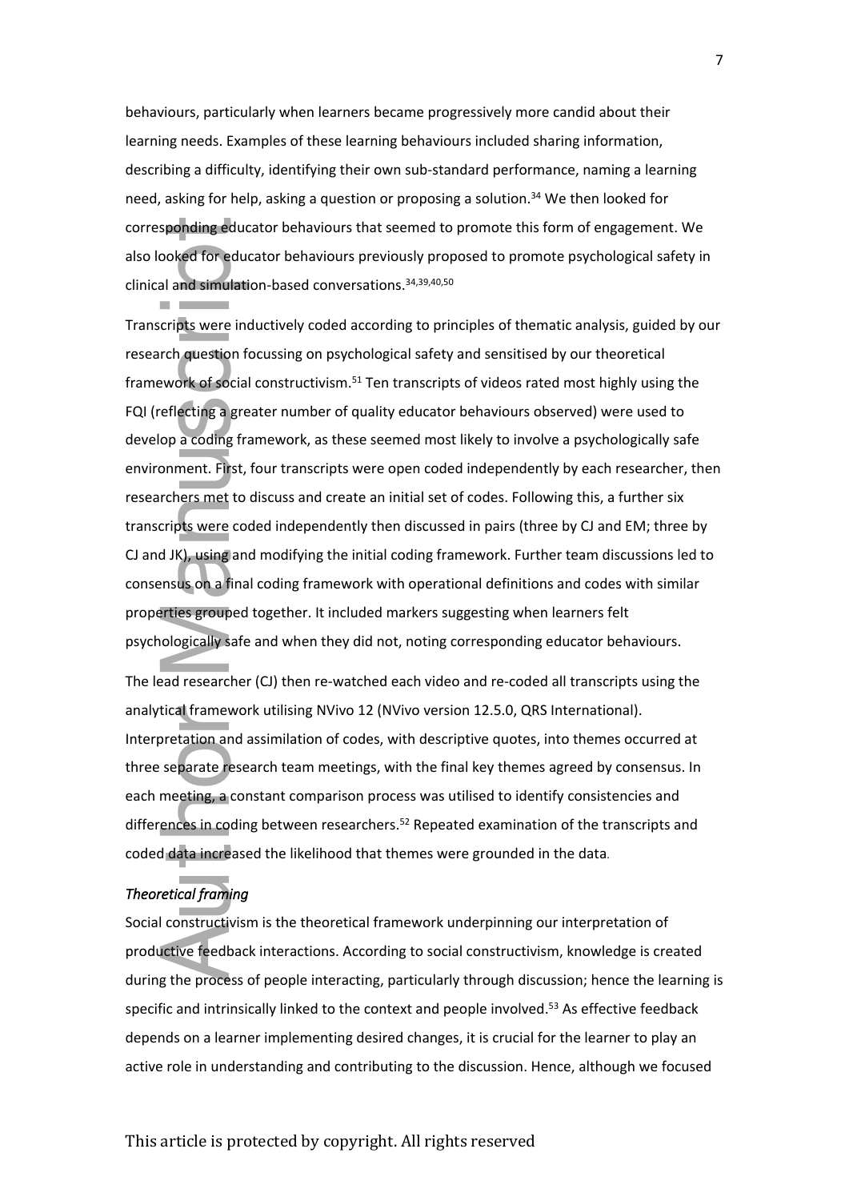behaviours, particularly when learners became progressively more candid about their learning needs. Examples of these learning behaviours included sharing information, describing a difficulty, identifying their own sub-standard performance, naming a learning need, asking for help, asking a question or proposing a solution.[34] We then looked for corresponding educator behaviours that seemed to promote this form of engagement. We also looked for educator behaviours previously proposed to promote psychological safety in clinical and simulation-based conversations.[34,39,40,50]

Transcripts were inductively coded according to principles of thematic analysis, guided by our research question focussing on psychological safety and sensitised by our theoretical framework of social constructivism.[51] Ten transcripts of videos rated most highly using the FQI (reflecting a greater number of quality educator behaviours observed) were used to develop a coding framework, as these seemed most likely to involve a psychologically safe environment. First, four transcripts were open coded independently by each researcher, then researchers met to discuss and create an initial set of codes. Following this, a further six transcripts were coded independently then discussed in pairs (three by CJ and EM; three by CJ and JK), using and modifying the initial coding framework. Further team discussions led to consensus on a final coding framework with operational definitions and codes with similar properties grouped together. It included markers suggesting when learners felt psychologically safe and when they did not, noting corresponding educator behaviours.

The lead researcher (CJ) then re-watched each video and re-coded all transcripts using the analytical framework utilising NVivo 12 (NVivo version 12.5.0, QRS International). Interpretation and assimilation of codes, with descriptive quotes, into themes occurred at three separate research team meetings, with the final key themes agreed by consensus. In each meeting, a constant comparison process was utilised to identify consistencies and differences in coding between researchers.[52] Repeated examination of the transcripts and coded data increased the likelihood that themes were grounded in the data.

*Theoretical framing*

Social constructivism is the theoretical framework underpinning our interpretation of productive feedback interactions. According to social constructivism, knowledge is created during the process of people interacting, particularly through discussion; hence the learning is specific and intrinsically linked to the context and people involved.[53] As effective feedback depends on a learner implementing desired changes, it is crucial for the learner to play an active role in understanding and contributing to the discussion. Hence, although we focused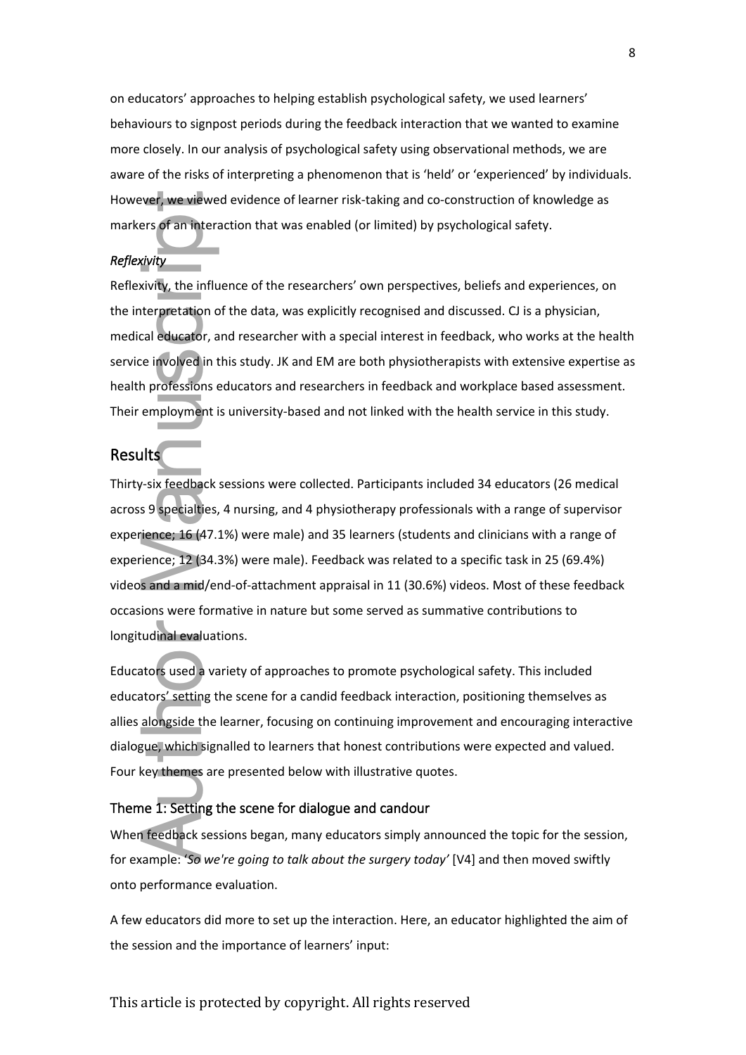on educators' approaches to helping establish psychological safety, we used learners' behaviours to signpost periods during the feedback interaction that we wanted to examine more closely. In our analysis of psychological safety using observational methods, we are aware of the risks of interpreting a phenomenon that is 'held' or 'experienced' by individuals. However, we viewed evidence of learner risk-taking and co-construction of knowledge as markers of an interaction that was enabled (or limited) by psychological safety.

### *Reflexivity*

Reflexivity, the influence of the researchers' own perspectives, beliefs and experiences, on the interpretation of the data, was explicitly recognised and discussed. CJ is a physician, medical educator, and researcher with a special interest in feedback, who works at the health service involved in this study. JK and EM are both physiotherapists with extensive expertise as health professions educators and researchers in feedback and workplace based assessment. Their employment is university-based and not linked with the health service in this study.

## Results

Thirty-six feedback sessions were collected. Participants included 34 educators (26 medical across 9 specialties, 4 nursing, and 4 physiotherapy professionals with a range of supervisor experience; 16 (47.1%) were male) and 35 learners (students and clinicians with a range of experience; 12 (34.3%) were male). Feedback was related to a specific task in 25 (69.4%) videos and a mid/end-of-attachment appraisal in 11 (30.6%) videos. Most of these feedback occasions were formative in nature but some served as summative contributions to longitudinal evaluations.

Educators used a variety of approaches to promote psychological safety. This included educators' setting the scene for a candid feedback interaction, positioning themselves as allies alongside the learner, focusing on continuing improvement and encouraging interactive dialogue, which signalled to learners that honest contributions were expected and valued. Four key themes are presented below with illustrative quotes.

### Theme 1: Setting the scene for dialogue and candour

When feedback sessions began, many educators simply announced the topic for the session, for example: '*So we're going to talk about the surgery today'* [V4] and then moved swiftly onto performance evaluation.

A few educators did more to set up the interaction. Here, an educator highlighted the aim of the session and the importance of learners' input: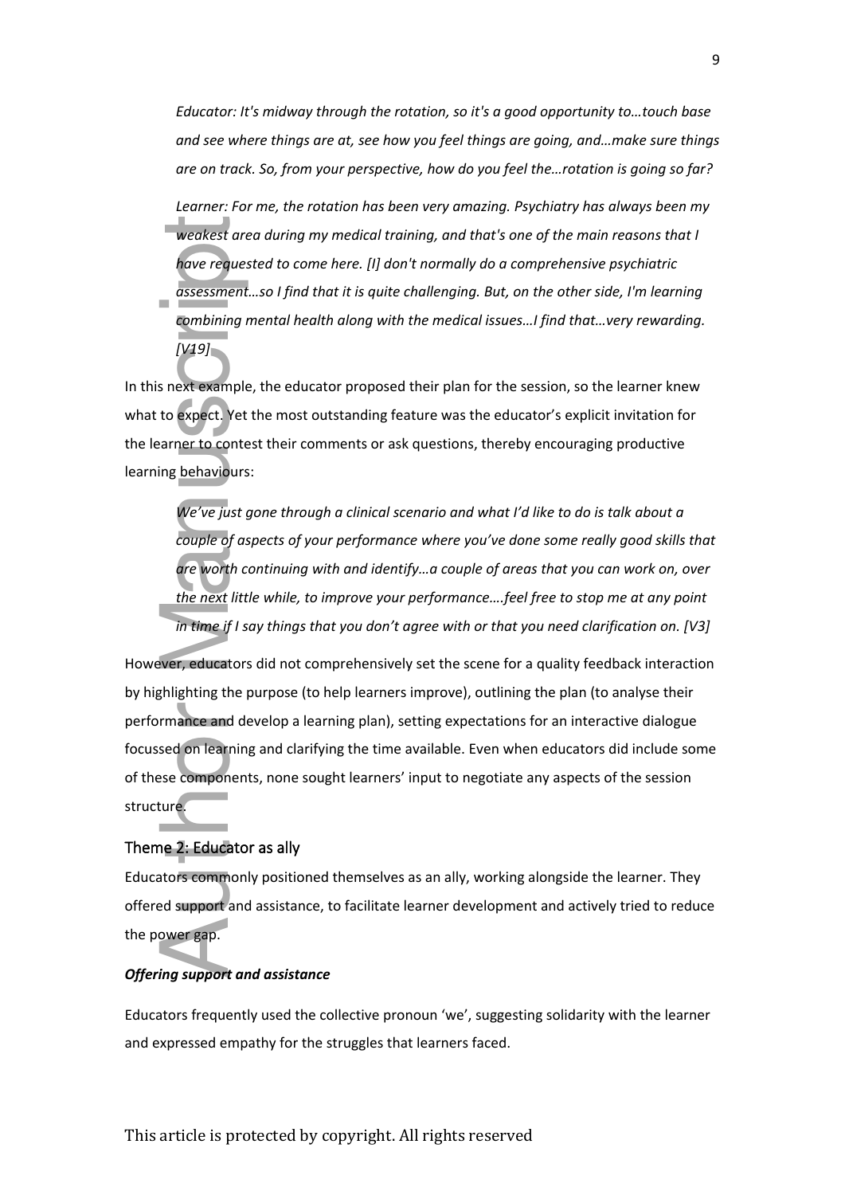*Educator: It's midway through the rotation, so it's a good opportunity to…touch base and see where things are at, see how you feel things are going, and…make sure things are on track. So, from your perspective, how do you feel the…rotation is going so far?*

*Learner: For me, the rotation has been very amazing. Psychiatry has always been my weakest area during my medical training, and that's one of the main reasons that I have requested to come here. [I] don't normally do a comprehensive psychiatric assessment…so I find that it is quite challenging. But, on the other side, I'm learning combining mental health along with the medical issues…I find that…very rewarding. [V19]*

In this next example, the educator proposed their plan for the session, so the learner knew what to expect. Yet the most outstanding feature was the educator's explicit invitation for the learner to contest their comments or ask questions, thereby encouraging productive learning behaviours:

*We've just gone through a clinical scenario and what I'd like to do is talk about a couple of aspects of your performance where you've done some really good skills that are worth continuing with and identify…a couple of areas that you can work on, over the next little while, to improve your performance….feel free to stop me at any point in time if I say things that you don't agree with or that you need clarification on. [V3]*

However, educators did not comprehensively set the scene for a quality feedback interaction by highlighting the purpose (to help learners improve), outlining the plan (to analyse their performance and develop a learning plan), setting expectations for an interactive dialogue focussed on learning and clarifying the time available. Even when educators did include some of these components, none sought learners' input to negotiate any aspects of the session structure.

## Theme 2: Educator as ally

Educators commonly positioned themselves as an ally, working alongside the learner. They offered support and assistance, to facilitate learner development and actively tried to reduce the power gap.

### *Offering support and assistance*

Educators frequently used the collective pronoun 'we', suggesting solidarity with the learner and expressed empathy for the struggles that learners faced.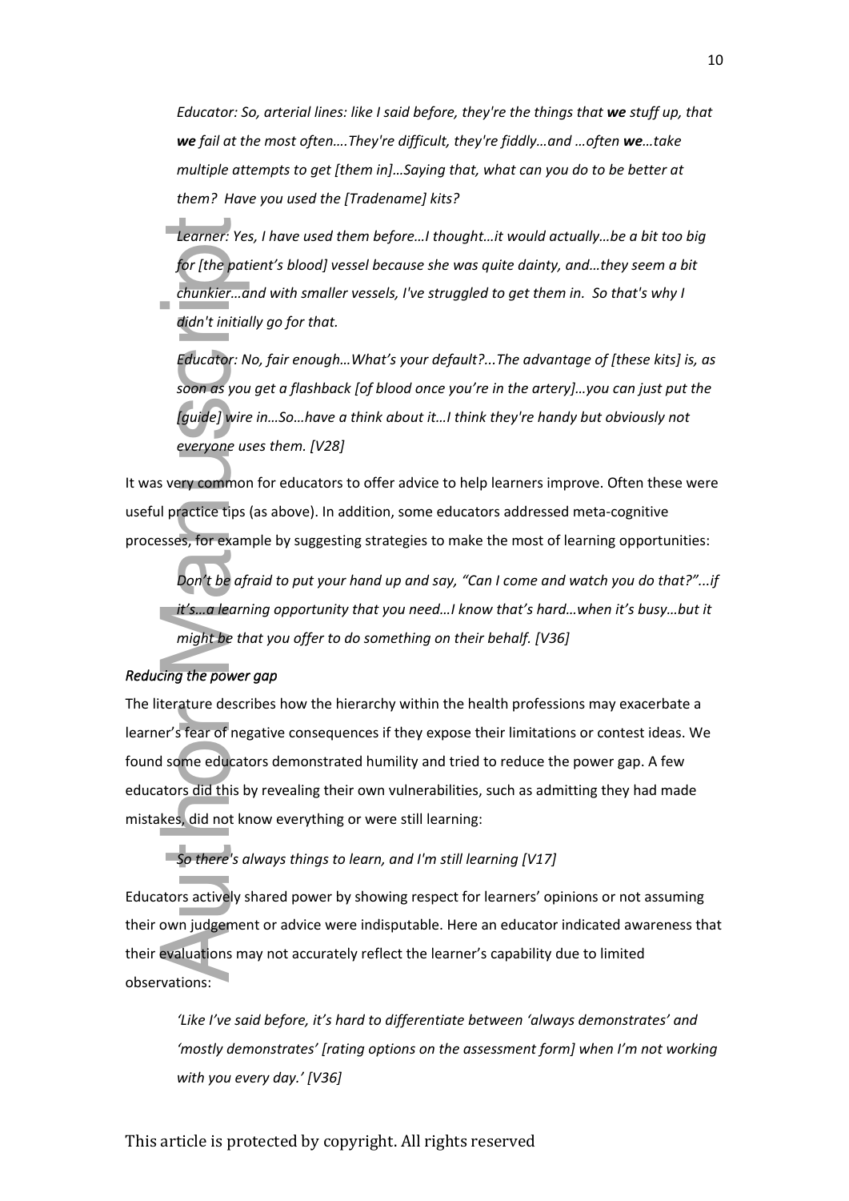*Educator: So, arterial lines: like I said before, they're the things that **we** stuff up, that **we** fail at the most often….They're difficult, they're fiddly…and …often **we**…take multiple attempts to get [them in]…Saying that, what can you do to be better at them? Have you used the [Tradename] kits?*

*Learner: Yes, I have used them before…I thought…it would actually…be a bit too big for [the patient's blood] vessel because she was quite dainty, and…they seem a bit chunkier…and with smaller vessels, I've struggled to get them in. So that's why I didn't initially go for that.*

*Educator: No, fair enough…What's your default?...The advantage of [these kits] is, as soon as you get a flashback [of blood once you're in the artery]…you can just put the [guide] wire in…So…have a think about it…I think they're handy but obviously not everyone uses them. [V28]*

It was very common for educators to offer advice to help learners improve. Often these were useful practice tips (as above). In addition, some educators addressed meta-cognitive processes, for example by suggesting strategies to make the most of learning opportunities:

*Don't be afraid to put your hand up and say, "Can I come and watch you do that?"...if it's…a learning opportunity that you need…I know that's hard…when it's busy…but it might be that you offer to do something on their behalf. [V36]*

*Reducing the power gap*

The literature describes how the hierarchy within the health professions may exacerbate a learner's fear of negative consequences if they expose their limitations or contest ideas. We found some educators demonstrated humility and tried to reduce the power gap. A few educators did this by revealing their own vulnerabilities, such as admitting they had made mistakes, did not know everything or were still learning:

*So there's always things to learn, and I'm still learning [V17]*

Educators actively shared power by showing respect for learners' opinions or not assuming their own judgement or advice were indisputable. Here an educator indicated awareness that their evaluations may not accurately reflect the learner's capability due to limited observations:

*'Like I've said before, it's hard to differentiate between 'always demonstrates' and 'mostly demonstrates' [rating options on the assessment form] when I'm not working with you every day.' [V36]*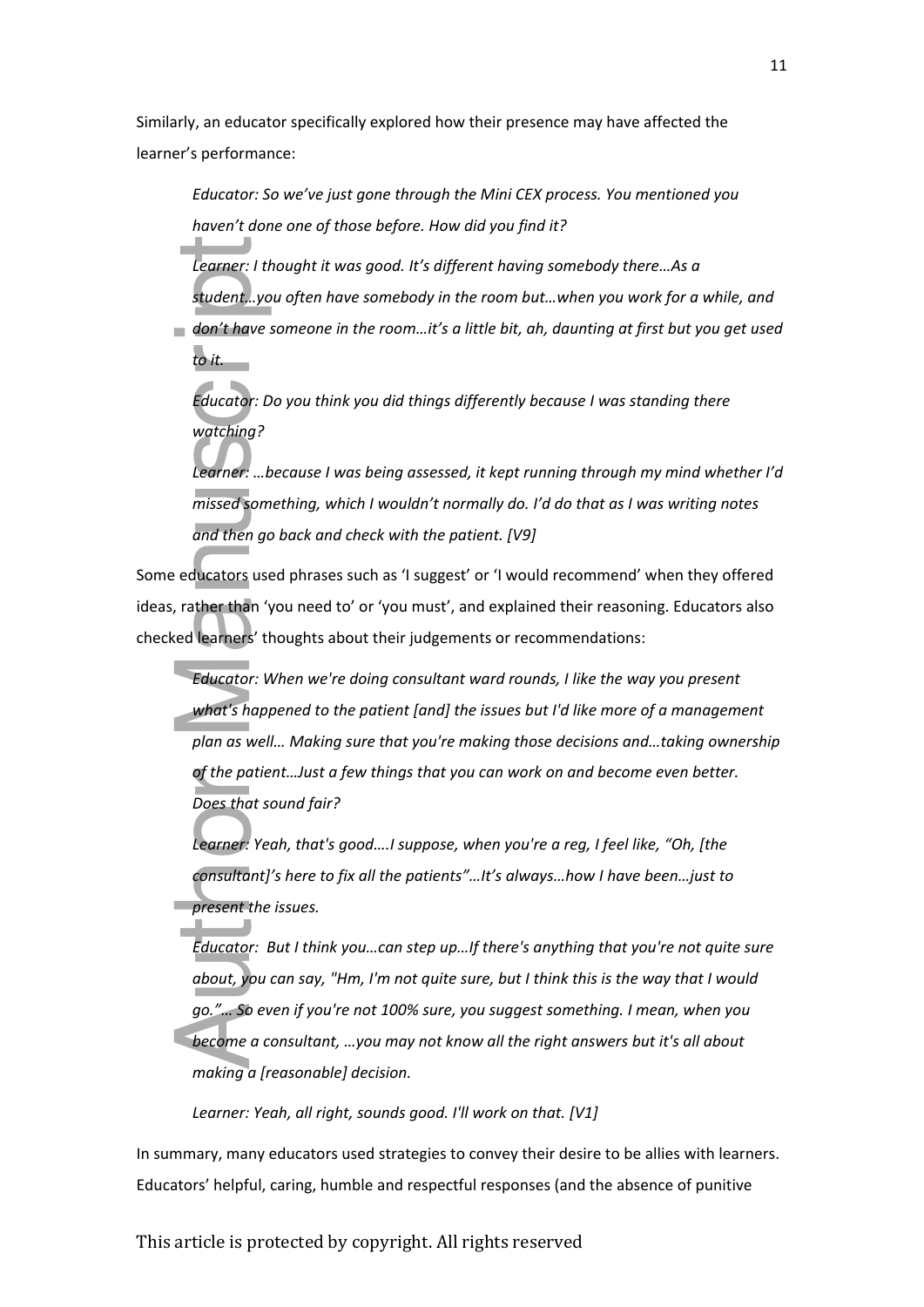Similarly, an educator specifically explored how their presence may have affected the learner's performance:

> *Educator: So we've just gone through the Mini CEX process. You mentioned you haven't done one of those before. How did you find it?*
>
> *Learner: I thought it was good. It's different having somebody there…As a student…you often have somebody in the room but…when you work for a while, and don't have someone in the room…it's a little bit, ah, daunting at first but you get used to it.*
>
> *Educator: Do you think you did things differently because I was standing there watching?*
>
> *Learner: …because I was being assessed, it kept running through my mind whether I'd missed something, which I wouldn't normally do. I'd do that as I was writing notes and then go back and check with the patient. [V9]*

Some educators used phrases such as 'I suggest' or 'I would recommend' when they offered ideas, rather than 'you need to' or 'you must', and explained their reasoning. Educators also checked learners' thoughts about their judgements or recommendations:

> *Educator: When we're doing consultant ward rounds, I like the way you present what's happened to the patient [and] the issues but I'd like more of a management plan as well… Making sure that you're making those decisions and…taking ownership of the patient…Just a few things that you can work on and become even better. Does that sound fair?*
>
> *Learner: Yeah, that's good….I suppose, when you're a reg, I feel like, "Oh, [the consultant]'s here to fix all the patients"…It's always…how I have been…just to present the issues.*
>
> *Educator: But I think you…can step up…If there's anything that you're not quite sure about, you can say, "Hm, I'm not quite sure, but I think this is the way that I would go."… So even if you're not 100% sure, you suggest something. I mean, when you become a consultant, …you may not know all the right answers but it's all about making a [reasonable] decision.*
>
> *Learner: Yeah, all right, sounds good. I'll work on that. [V1]*

In summary, many educators used strategies to convey their desire to be allies with learners. Educators' helpful, caring, humble and respectful responses (and the absence of punitive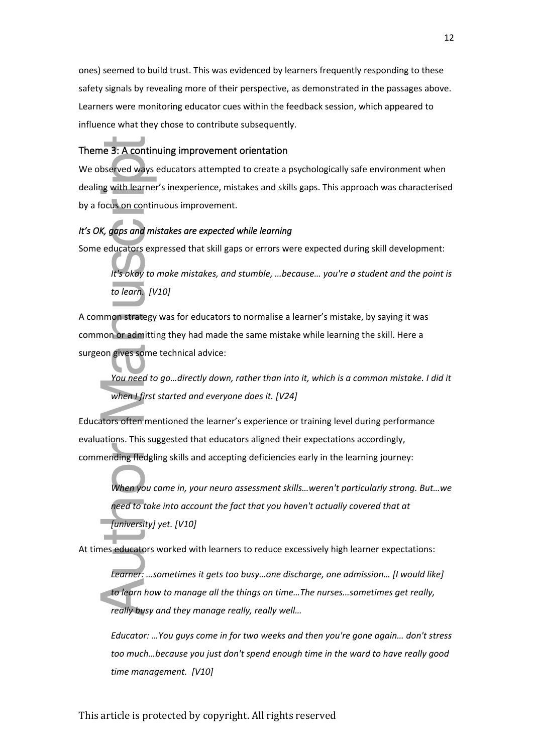ones) seemed to build trust. This was evidenced by learners frequently responding to these safety signals by revealing more of their perspective, as demonstrated in the passages above. Learners were monitoring educator cues within the feedback session, which appeared to influence what they chose to contribute subsequently.

## Theme 3: A continuing improvement orientation

We observed ways educators attempted to create a psychologically safe environment when dealing with learner's inexperience, mistakes and skills gaps. This approach was characterised by a focus on continuous improvement.

### *It's OK, gaps and mistakes are expected while learning*

Some educators expressed that skill gaps or errors were expected during skill development:

> *It's okay to make mistakes, and stumble, …because… you're a student and the point is to learn. [V10]*

A common strategy was for educators to normalise a learner's mistake, by saying it was common or admitting they had made the same mistake while learning the skill. Here a surgeon gives some technical advice:

> *You need to go…directly down, rather than into it, which is a common mistake. I did it when I first started and everyone does it. [V24]*

Educators often mentioned the learner's experience or training level during performance evaluations. This suggested that educators aligned their expectations accordingly, commending fledgling skills and accepting deficiencies early in the learning journey:

> *When you came in, your neuro assessment skills…weren't particularly strong. But…we need to take into account the fact that you haven't actually covered that at [university] yet. [V10]*

At times educators worked with learners to reduce excessively high learner expectations:

> *Learner: …sometimes it gets too busy…one discharge, one admission… [I would like] to learn how to manage all the things on time…The nurses…sometimes get really, really busy and they manage really, really well…*
>
> *Educator: …You guys come in for two weeks and then you're gone again… don't stress too much…because you just don't spend enough time in the ward to have really good time management. [V10]*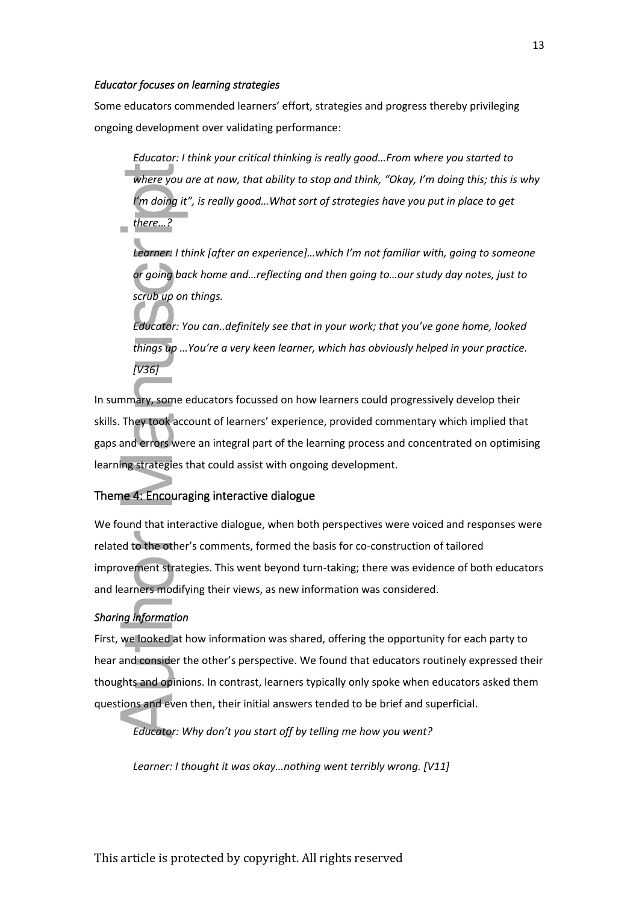### *Educator focuses on learning strategies*

Some educators commended learners' effort, strategies and progress thereby privileging ongoing development over validating performance:

> *Educator: I think your critical thinking is really good…From where you started to where you are at now, that ability to stop and think, "Okay, I'm doing this; this is why I'm doing it", is really good…What sort of strategies have you put in place to get there…?*
>
> *Learner: I think [after an experience]…which I'm not familiar with, going to someone or going back home and…reflecting and then going to…our study day notes, just to scrub up on things.*
>
> *Educator: You can..definitely see that in your work; that you've gone home, looked things up …You're a very keen learner, which has obviously helped in your practice. [V36]*

In summary, some educators focussed on how learners could progressively develop their skills. They took account of learners' experience, provided commentary which implied that gaps and errors were an integral part of the learning process and concentrated on optimising learning strategies that could assist with ongoing development.

## Theme 4: Encouraging interactive dialogue

We found that interactive dialogue, when both perspectives were voiced and responses were related to the other's comments, formed the basis for co-construction of tailored improvement strategies. This went beyond turn-taking; there was evidence of both educators and learners modifying their views, as new information was considered.

### *Sharing information*

First, we looked at how information was shared, offering the opportunity for each party to hear and consider the other's perspective. We found that educators routinely expressed their thoughts and opinions. In contrast, learners typically only spoke when educators asked them questions and even then, their initial answers tended to be brief and superficial.

> *Educator: Why don't you start off by telling me how you went?*
>
> *Learner: I thought it was okay…nothing went terribly wrong. [V11]*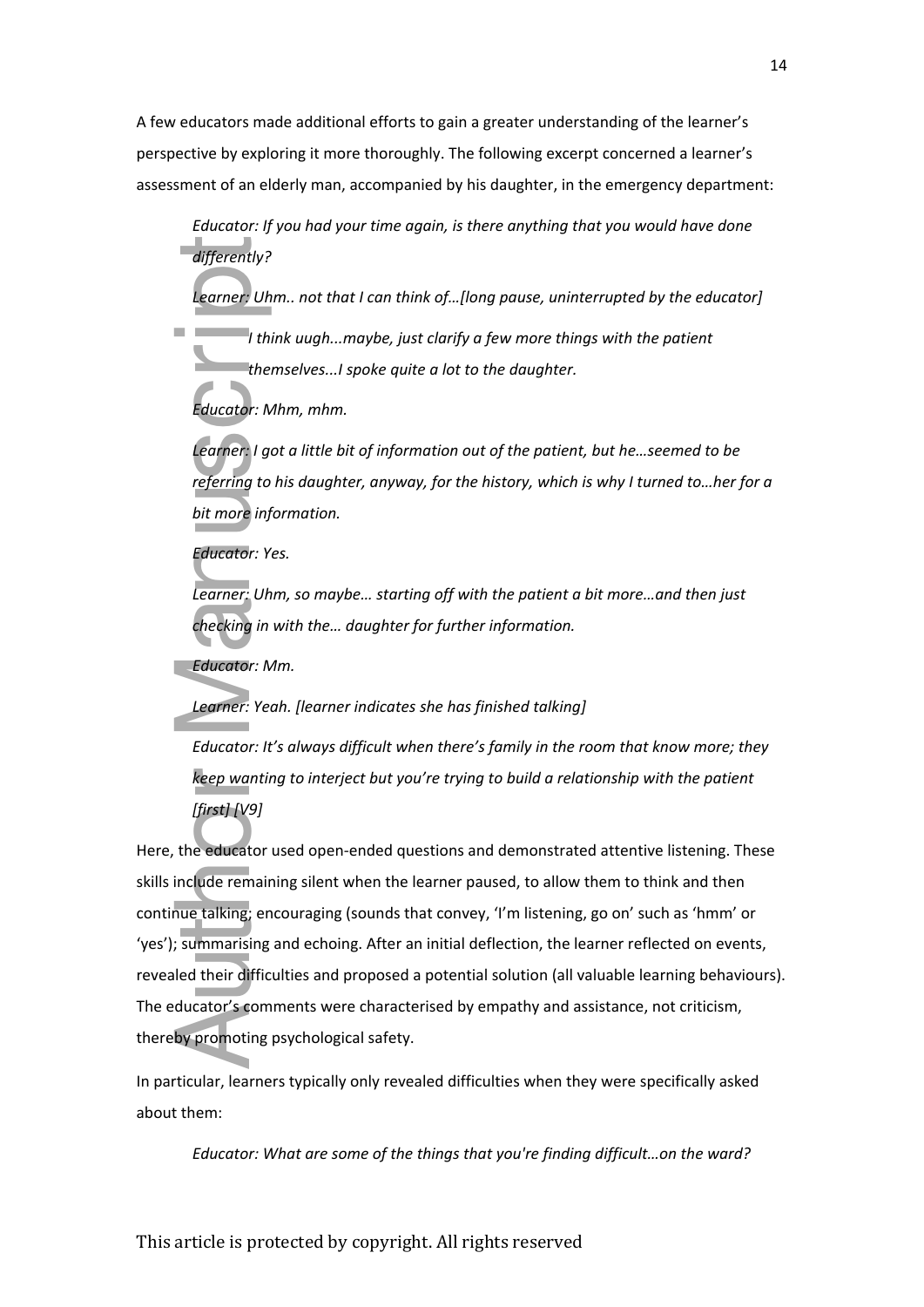A few educators made additional efforts to gain a greater understanding of the learner's perspective by exploring it more thoroughly. The following excerpt concerned a learner's assessment of an elderly man, accompanied by his daughter, in the emergency department:

> *Educator: If you had your time again, is there anything that you would have done differently?*
>
> *Learner: Uhm.. not that I can think of…[long pause, uninterrupted by the educator]*
>
> *I think uugh...maybe, just clarify a few more things with the patient themselves...I spoke quite a lot to the daughter.*
>
> *Educator: Mhm, mhm.*
>
> *Learner: I got a little bit of information out of the patient, but he…seemed to be referring to his daughter, anyway, for the history, which is why I turned to…her for a bit more information.*
>
> *Educator: Yes.*
>
> *Learner: Uhm, so maybe… starting off with the patient a bit more…and then just checking in with the… daughter for further information.*
>
> *Educator: Mm.*
>
> *Learner: Yeah. [learner indicates she has finished talking]*
>
> *Educator: It's always difficult when there's family in the room that know more; they keep wanting to interject but you're trying to build a relationship with the patient [first] [V9]*

Here, the educator used open-ended questions and demonstrated attentive listening. These skills include remaining silent when the learner paused, to allow them to think and then continue talking; encouraging (sounds that convey, 'I'm listening, go on' such as 'hmm' or 'yes'); summarising and echoing. After an initial deflection, the learner reflected on events, revealed their difficulties and proposed a potential solution (all valuable learning behaviours). The educator's comments were characterised by empathy and assistance, not criticism, thereby promoting psychological safety.

In particular, learners typically only revealed difficulties when they were specifically asked about them:

> *Educator: What are some of the things that you're finding difficult…on the ward?*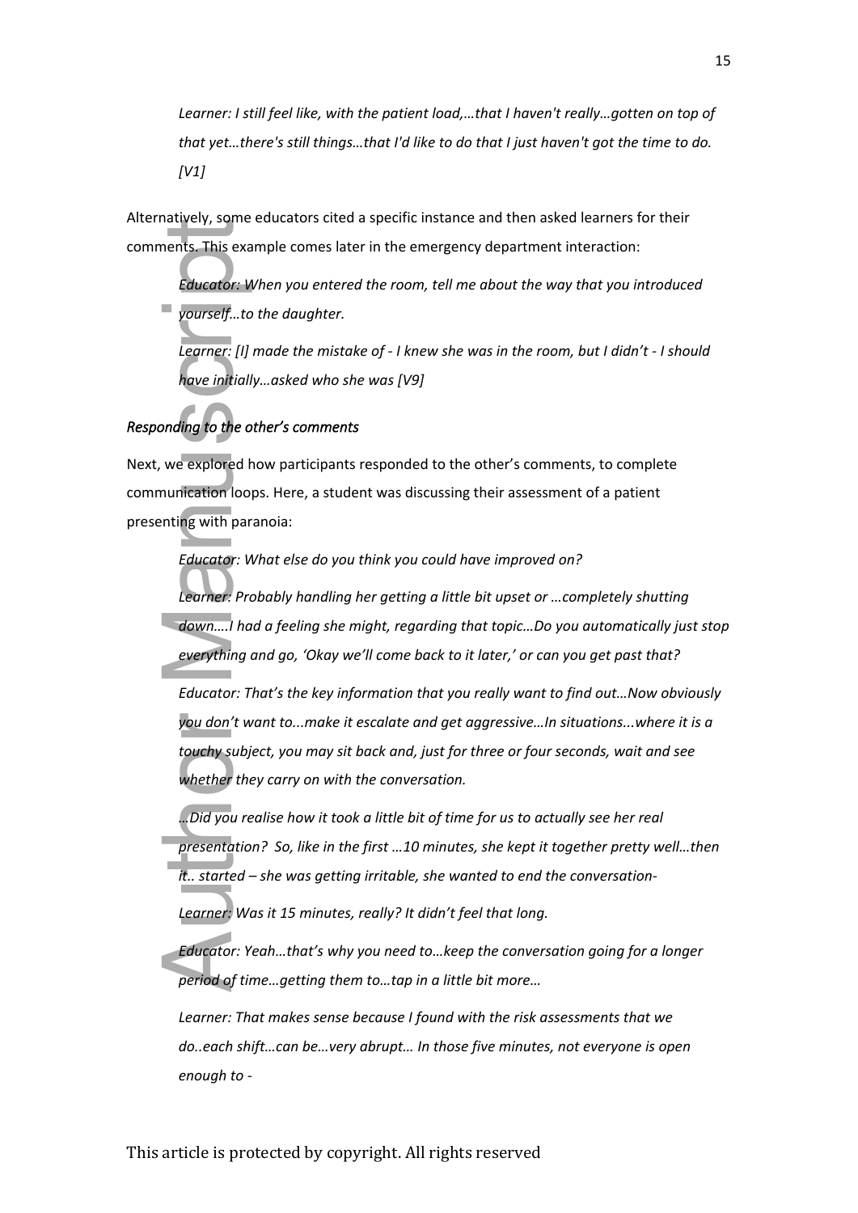*Learner: I still feel like, with the patient load,…that I haven't really…gotten on top of that yet…there's still things…that I'd like to do that I just haven't got the time to do. [V1]*

Alternatively, some educators cited a specific instance and then asked learners for their comments. This example comes later in the emergency department interaction:

*Educator: When you entered the room, tell me about the way that you introduced yourself…to the daughter.*

*Learner: [I] made the mistake of - I knew she was in the room, but I didn't - I should have initially…asked who she was [V9]*

### *Responding to the other's comments*

Next, we explored how participants responded to the other's comments, to complete communication loops. Here, a student was discussing their assessment of a patient presenting with paranoia:

*Educator: What else do you think you could have improved on?*

*Learner: Probably handling her getting a little bit upset or …completely shutting down….I had a feeling she might, regarding that topic…Do you automatically just stop everything and go, 'Okay we'll come back to it later,' or can you get past that?*

*Educator: That's the key information that you really want to find out…Now obviously you don't want to...make it escalate and get aggressive…In situations...where it is a touchy subject, you may sit back and, just for three or four seconds, wait and see whether they carry on with the conversation.*

*…Did you realise how it took a little bit of time for us to actually see her real presentation? So, like in the first …10 minutes, she kept it together pretty well…then it.. started – she was getting irritable, she wanted to end the conversation-*

*Learner: Was it 15 minutes, really? It didn't feel that long.*

*Educator: Yeah…that's why you need to…keep the conversation going for a longer period of time…getting them to…tap in a little bit more…*

*Learner: That makes sense because I found with the risk assessments that we do..each shift…can be…very abrupt… In those five minutes, not everyone is open enough to -*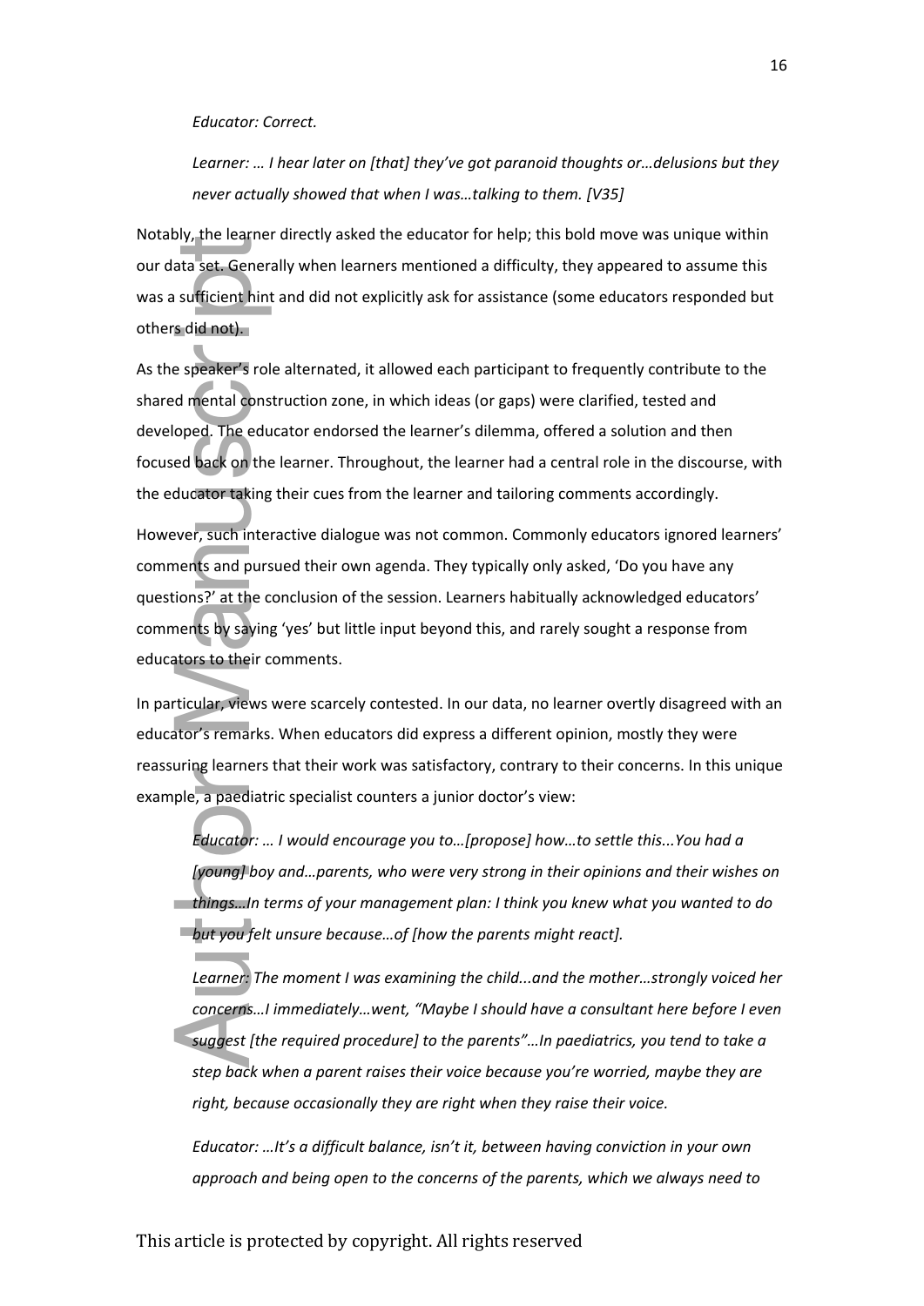*Educator: Correct.*

*Learner: … I hear later on [that] they've got paranoid thoughts or…delusions but they never actually showed that when I was…talking to them. [V35]*

Notably, the learner directly asked the educator for help; this bold move was unique within our data set. Generally when learners mentioned a difficulty, they appeared to assume this was a sufficient hint and did not explicitly ask for assistance (some educators responded but others did not).

As the speaker's role alternated, it allowed each participant to frequently contribute to the shared mental construction zone, in which ideas (or gaps) were clarified, tested and developed. The educator endorsed the learner's dilemma, offered a solution and then focused back on the learner. Throughout, the learner had a central role in the discourse, with the educator taking their cues from the learner and tailoring comments accordingly.

However, such interactive dialogue was not common. Commonly educators ignored learners' comments and pursued their own agenda. They typically only asked, 'Do you have any questions?' at the conclusion of the session. Learners habitually acknowledged educators' comments by saying 'yes' but little input beyond this, and rarely sought a response from educators to their comments.

In particular, views were scarcely contested. In our data, no learner overtly disagreed with an educator's remarks. When educators did express a different opinion, mostly they were reassuring learners that their work was satisfactory, contrary to their concerns. In this unique example, a paediatric specialist counters a junior doctor's view:

*Educator: … I would encourage you to…[propose] how…to settle this...You had a [young] boy and…parents, who were very strong in their opinions and their wishes on things…In terms of your management plan: I think you knew what you wanted to do but you felt unsure because…of [how the parents might react].*

*Learner: The moment I was examining the child...and the mother…strongly voiced her concerns…I immediately…went, "Maybe I should have a consultant here before I even suggest [the required procedure] to the parents"…In paediatrics, you tend to take a step back when a parent raises their voice because you're worried, maybe they are right, because occasionally they are right when they raise their voice.*

*Educator: …It's a difficult balance, isn't it, between having conviction in your own approach and being open to the concerns of the parents, which we always need to*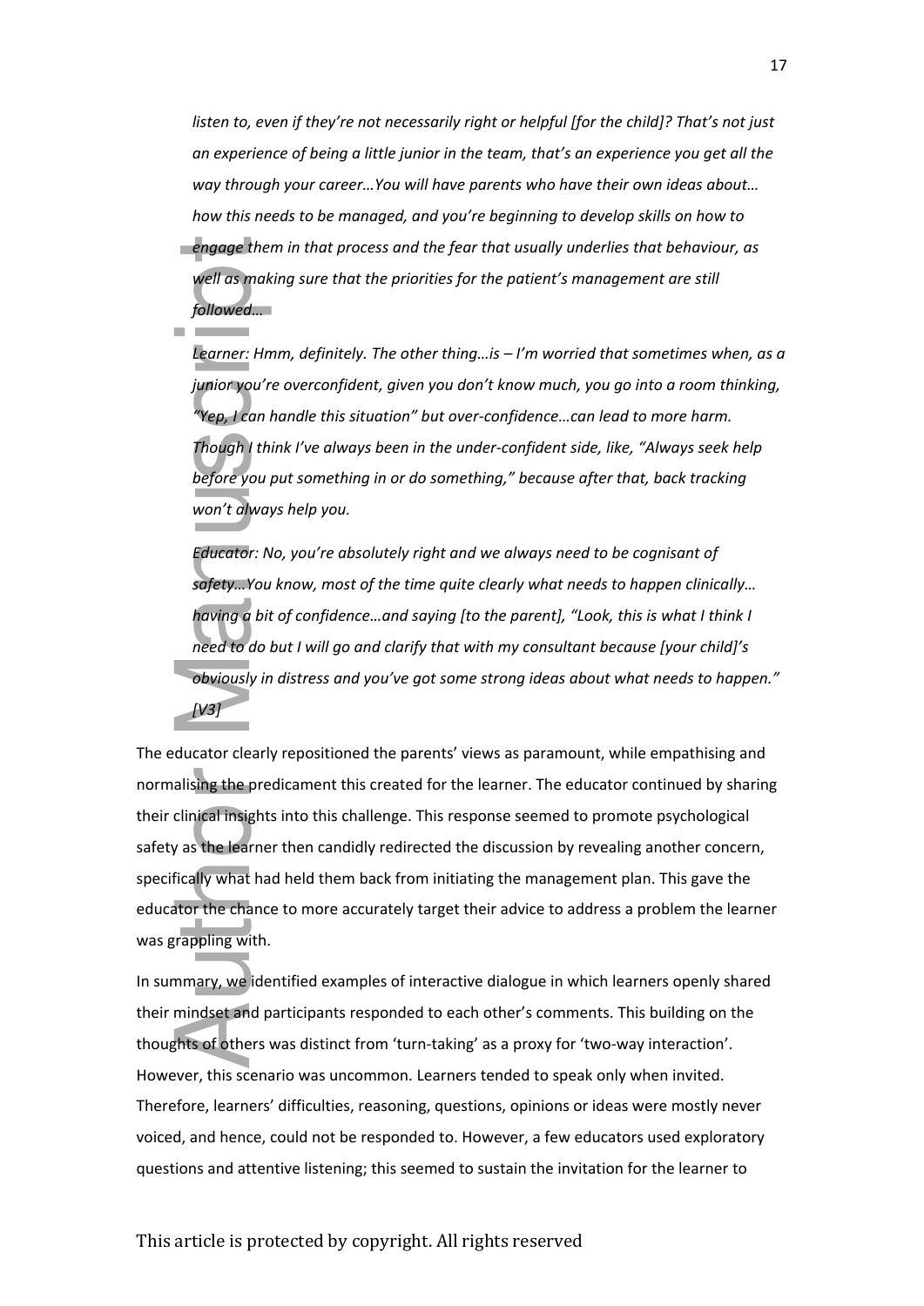*listen to, even if they're not necessarily right or helpful [for the child]? That's not just an experience of being a little junior in the team, that's an experience you get all the way through your career…You will have parents who have their own ideas about… how this needs to be managed, and you're beginning to develop skills on how to engage them in that process and the fear that usually underlies that behaviour, as well as making sure that the priorities for the patient's management are still followed…*

*Learner: Hmm, definitely. The other thing…is – I'm worried that sometimes when, as a junior you're overconfident, given you don't know much, you go into a room thinking, "Yep, I can handle this situation" but over-confidence…can lead to more harm. Though I think I've always been in the under-confident side, like, "Always seek help before you put something in or do something," because after that, back tracking won't always help you.*

*Educator: No, you're absolutely right and we always need to be cognisant of safety…You know, most of the time quite clearly what needs to happen clinically… having a bit of confidence…and saying [to the parent], "Look, this is what I think I need to do but I will go and clarify that with my consultant because [your child]'s obviously in distress and you've got some strong ideas about what needs to happen." [V3]*

The educator clearly repositioned the parents' views as paramount, while empathising and normalising the predicament this created for the learner. The educator continued by sharing their clinical insights into this challenge. This response seemed to promote psychological safety as the learner then candidly redirected the discussion by revealing another concern, specifically what had held them back from initiating the management plan. This gave the educator the chance to more accurately target their advice to address a problem the learner was grappling with.

In summary, we identified examples of interactive dialogue in which learners openly shared their mindset and participants responded to each other's comments. This building on the thoughts of others was distinct from 'turn-taking' as a proxy for 'two-way interaction'. However, this scenario was uncommon. Learners tended to speak only when invited. Therefore, learners' difficulties, reasoning, questions, opinions or ideas were mostly never voiced, and hence, could not be responded to. However, a few educators used exploratory questions and attentive listening; this seemed to sustain the invitation for the learner to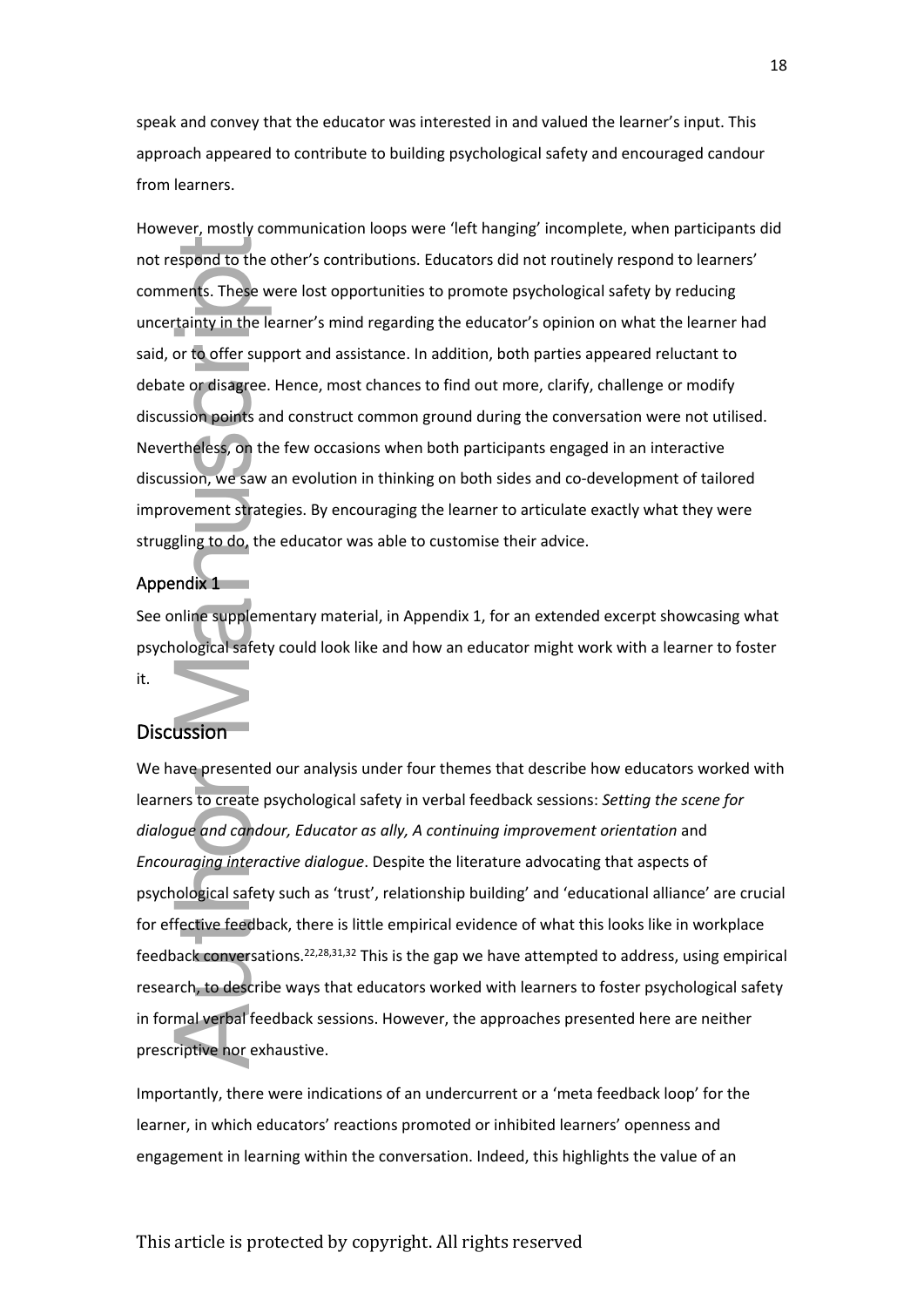speak and convey that the educator was interested in and valued the learner's input. This approach appeared to contribute to building psychological safety and encouraged candour from learners.

However, mostly communication loops were 'left hanging' incomplete, when participants did not respond to the other's contributions. Educators did not routinely respond to learners' comments. These were lost opportunities to promote psychological safety by reducing uncertainty in the learner's mind regarding the educator's opinion on what the learner had said, or to offer support and assistance. In addition, both parties appeared reluctant to debate or disagree. Hence, most chances to find out more, clarify, challenge or modify discussion points and construct common ground during the conversation were not utilised. Nevertheless, on the few occasions when both participants engaged in an interactive discussion, we saw an evolution in thinking on both sides and co-development of tailored improvement strategies. By encouraging the learner to articulate exactly what they were struggling to do, the educator was able to customise their advice.

### Appendix 1

See online supplementary material, in Appendix 1, for an extended excerpt showcasing what psychological safety could look like and how an educator might work with a learner to foster it.

## Discussion

We have presented our analysis under four themes that describe how educators worked with learners to create psychological safety in verbal feedback sessions: *Setting the scene for dialogue and candour, Educator as ally, A continuing improvement orientation* and *Encouraging interactive dialogue*. Despite the literature advocating that aspects of psychological safety such as 'trust', relationship building' and 'educational alliance' are crucial for effective feedback, there is little empirical evidence of what this looks like in workplace feedback conversations.[22,28,31,32] This is the gap we have attempted to address, using empirical research, to describe ways that educators worked with learners to foster psychological safety in formal verbal feedback sessions. However, the approaches presented here are neither prescriptive nor exhaustive.

Importantly, there were indications of an undercurrent or a 'meta feedback loop' for the learner, in which educators' reactions promoted or inhibited learners' openness and engagement in learning within the conversation. Indeed, this highlights the value of an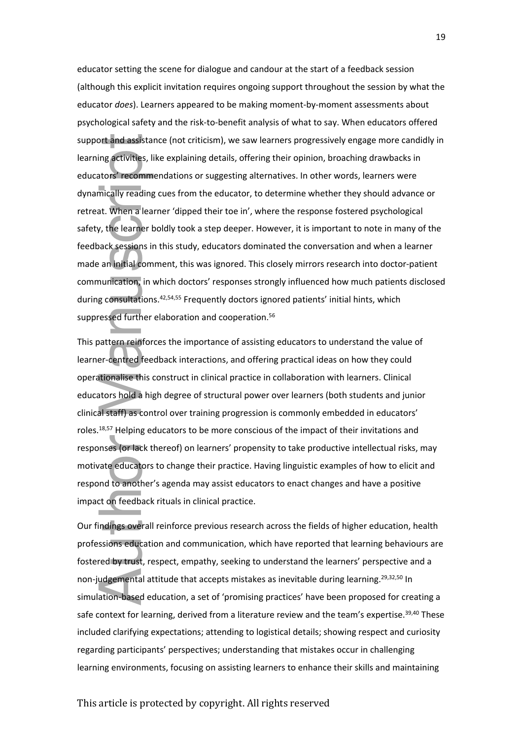educator setting the scene for dialogue and candour at the start of a feedback session (although this explicit invitation requires ongoing support throughout the session by what the educator *does*). Learners appeared to be making moment-by-moment assessments about psychological safety and the risk-to-benefit analysis of what to say. When educators offered support and assistance (not criticism), we saw learners progressively engage more candidly in learning activities, like explaining details, offering their opinion, broaching drawbacks in educators' recommendations or suggesting alternatives. In other words, learners were dynamically reading cues from the educator, to determine whether they should advance or retreat. When a learner 'dipped their toe in', where the response fostered psychological safety, the learner boldly took a step deeper. However, it is important to note in many of the feedback sessions in this study, educators dominated the conversation and when a learner made an initial comment, this was ignored. This closely mirrors research into doctor-patient communication, in which doctors' responses strongly influenced how much patients disclosed during consultations.[42,54,55] Frequently doctors ignored patients' initial hints, which suppressed further elaboration and cooperation.[56]

This pattern reinforces the importance of assisting educators to understand the value of learner-centred feedback interactions, and offering practical ideas on how they could operationalise this construct in clinical practice in collaboration with learners. Clinical educators hold a high degree of structural power over learners (both students and junior clinical staff) as control over training progression is commonly embedded in educators' roles.[18,57] Helping educators to be more conscious of the impact of their invitations and responses (or lack thereof) on learners' propensity to take productive intellectual risks, may motivate educators to change their practice. Having linguistic examples of how to elicit and respond to another's agenda may assist educators to enact changes and have a positive impact on feedback rituals in clinical practice.

Our findings overall reinforce previous research across the fields of higher education, health professions education and communication, which have reported that learning behaviours are fostered by trust, respect, empathy, seeking to understand the learners' perspective and a non-judgemental attitude that accepts mistakes as inevitable during learning.[29,32,50] In simulation-based education, a set of 'promising practices' have been proposed for creating a safe context for learning, derived from a literature review and the team's expertise.[39,40] These included clarifying expectations; attending to logistical details; showing respect and curiosity regarding participants' perspectives; understanding that mistakes occur in challenging learning environments, focusing on assisting learners to enhance their skills and maintaining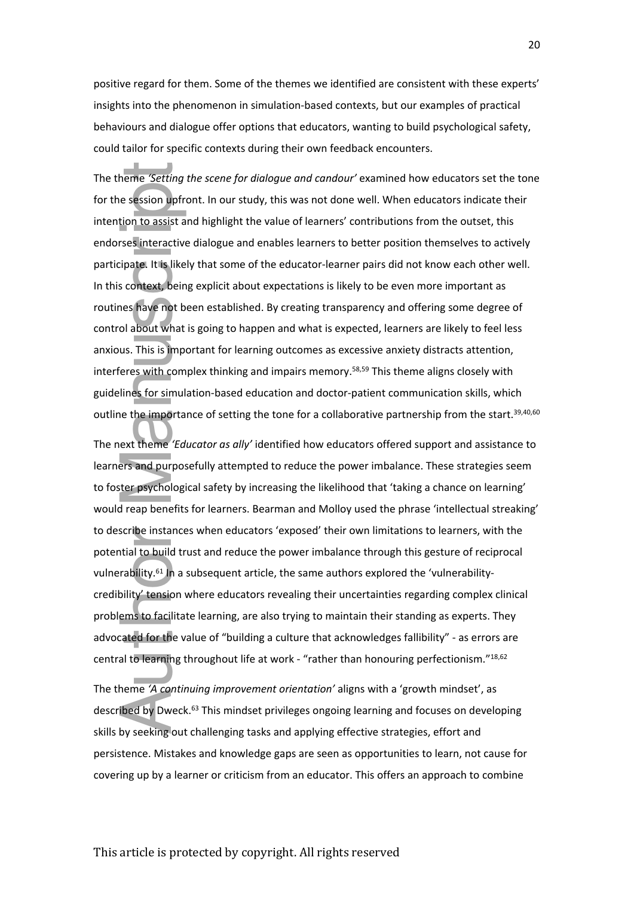positive regard for them. Some of the themes we identified are consistent with these experts' insights into the phenomenon in simulation-based contexts, but our examples of practical behaviours and dialogue offer options that educators, wanting to build psychological safety, could tailor for specific contexts during their own feedback encounters.

The theme *'Setting the scene for dialogue and candour'* examined how educators set the tone for the session upfront. In our study, this was not done well. When educators indicate their intention to assist and highlight the value of learners' contributions from the outset, this endorses interactive dialogue and enables learners to better position themselves to actively participate. It is likely that some of the educator-learner pairs did not know each other well. In this context, being explicit about expectations is likely to be even more important as routines have not been established. By creating transparency and offering some degree of control about what is going to happen and what is expected, learners are likely to feel less anxious. This is important for learning outcomes as excessive anxiety distracts attention, interferes with complex thinking and impairs memory.[58,59] This theme aligns closely with guidelines for simulation-based education and doctor-patient communication skills, which outline the importance of setting the tone for a collaborative partnership from the start.[39,40,60]

The next theme *'Educator as ally'* identified how educators offered support and assistance to learners and purposefully attempted to reduce the power imbalance. These strategies seem to foster psychological safety by increasing the likelihood that 'taking a chance on learning' would reap benefits for learners. Bearman and Molloy used the phrase 'intellectual streaking' to describe instances when educators 'exposed' their own limitations to learners, with the potential to build trust and reduce the power imbalance through this gesture of reciprocal vulnerability.[61] In a subsequent article, the same authors explored the 'vulnerability-credibility' tension where educators revealing their uncertainties regarding complex clinical problems to facilitate learning, are also trying to maintain their standing as experts. They advocated for the value of "building a culture that acknowledges fallibility" - as errors are central to learning throughout life at work - "rather than honouring perfectionism."[18,62]

The theme *'A continuing improvement orientation'* aligns with a 'growth mindset', as described by Dweck.[63] This mindset privileges ongoing learning and focuses on developing skills by seeking out challenging tasks and applying effective strategies, effort and persistence. Mistakes and knowledge gaps are seen as opportunities to learn, not cause for covering up by a learner or criticism from an educator. This offers an approach to combine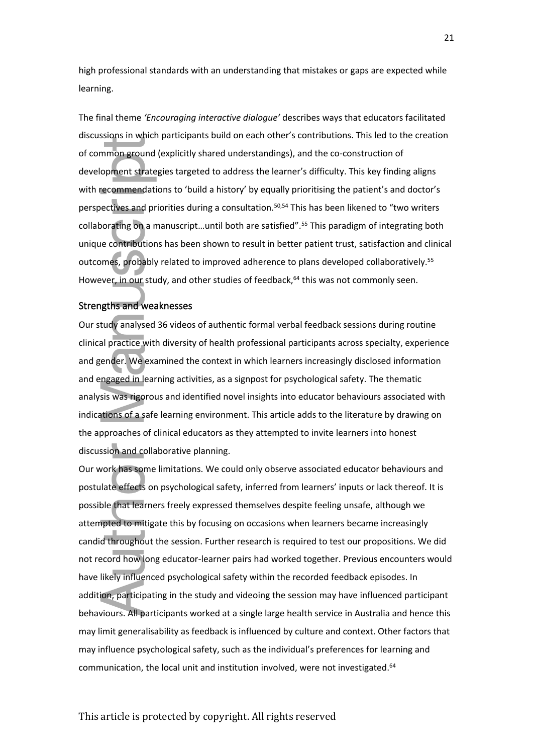high professional standards with an understanding that mistakes or gaps are expected while learning.

The final theme *'Encouraging interactive dialogue'* describes ways that educators facilitated discussions in which participants build on each other's contributions. This led to the creation of common ground (explicitly shared understandings), and the co-construction of development strategies targeted to address the learner's difficulty. This key finding aligns with recommendations to 'build a history' by equally prioritising the patient's and doctor's perspectives and priorities during a consultation.[50,54] This has been likened to "two writers collaborating on a manuscript…until both are satisfied".[55] This paradigm of integrating both unique contributions has been shown to result in better patient trust, satisfaction and clinical outcomes, probably related to improved adherence to plans developed collaboratively.[55] However, in our study, and other studies of feedback,[64] this was not commonly seen.

## Strengths and weaknesses

Our study analysed 36 videos of authentic formal verbal feedback sessions during routine clinical practice with diversity of health professional participants across specialty, experience and gender. We examined the context in which learners increasingly disclosed information and engaged in learning activities, as a signpost for psychological safety. The thematic analysis was rigorous and identified novel insights into educator behaviours associated with indications of a safe learning environment. This article adds to the literature by drawing on the approaches of clinical educators as they attempted to invite learners into honest discussion and collaborative planning.

Our work has some limitations. We could only observe associated educator behaviours and postulate effects on psychological safety, inferred from learners' inputs or lack thereof. It is possible that learners freely expressed themselves despite feeling unsafe, although we attempted to mitigate this by focusing on occasions when learners became increasingly candid throughout the session. Further research is required to test our propositions. We did not record how long educator-learner pairs had worked together. Previous encounters would have likely influenced psychological safety within the recorded feedback episodes. In addition, participating in the study and videoing the session may have influenced participant behaviours. All participants worked at a single large health service in Australia and hence this may limit generalisability as feedback is influenced by culture and context. Other factors that may influence psychological safety, such as the individual's preferences for learning and communication, the local unit and institution involved, were not investigated.[64]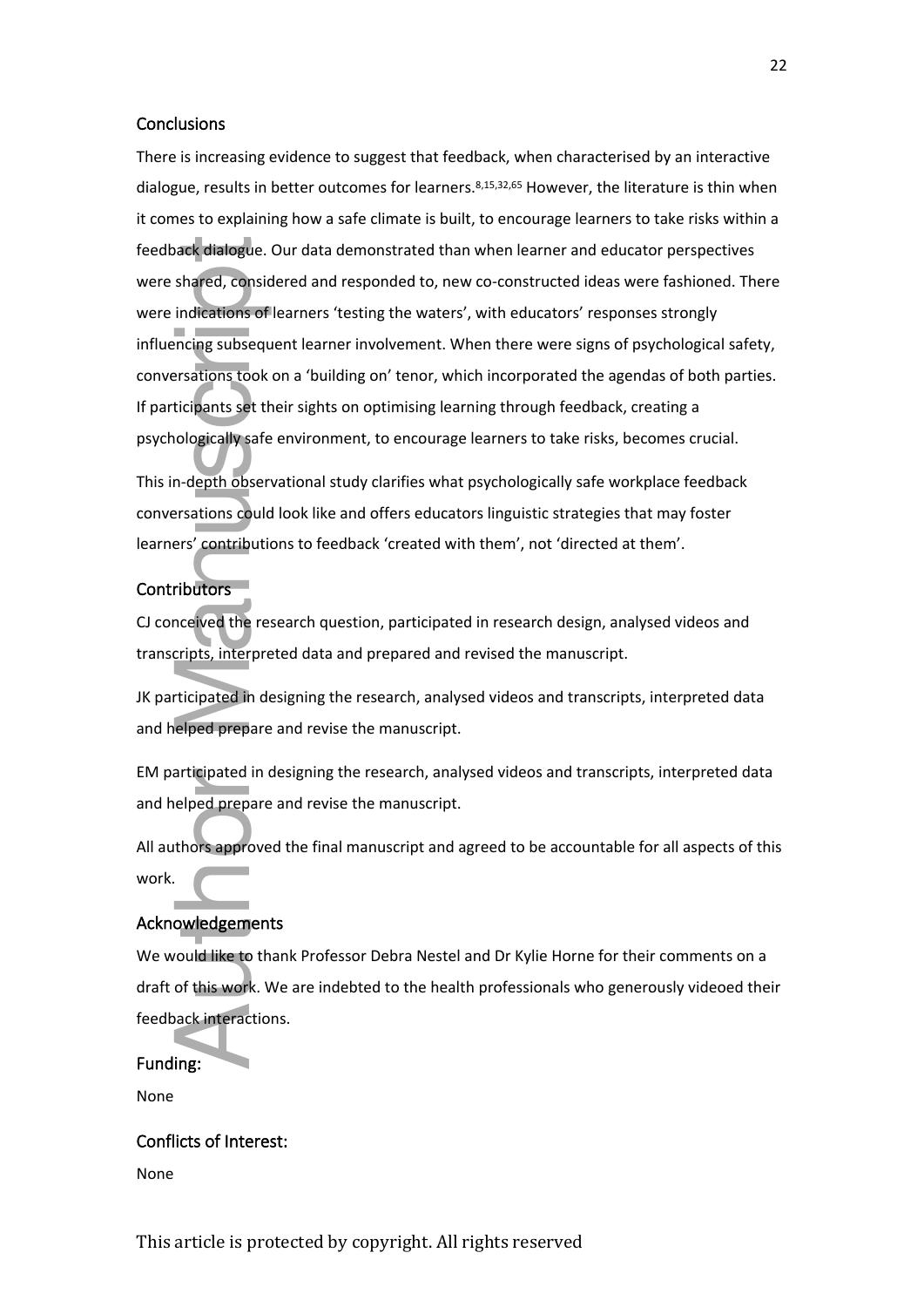## Conclusions

There is increasing evidence to suggest that feedback, when characterised by an interactive dialogue, results in better outcomes for learners.[8,15,32,65] However, the literature is thin when it comes to explaining how a safe climate is built, to encourage learners to take risks within a feedback dialogue. Our data demonstrated than when learner and educator perspectives were shared, considered and responded to, new co-constructed ideas were fashioned. There were indications of learners 'testing the waters', with educators' responses strongly influencing subsequent learner involvement. When there were signs of psychological safety, conversations took on a 'building on' tenor, which incorporated the agendas of both parties. If participants set their sights on optimising learning through feedback, creating a psychologically safe environment, to encourage learners to take risks, becomes crucial.

This in-depth observational study clarifies what psychologically safe workplace feedback conversations could look like and offers educators linguistic strategies that may foster learners' contributions to feedback 'created with them', not 'directed at them'.

## Contributors

CJ conceived the research question, participated in research design, analysed videos and transcripts, interpreted data and prepared and revised the manuscript.

JK participated in designing the research, analysed videos and transcripts, interpreted data and helped prepare and revise the manuscript.

EM participated in designing the research, analysed videos and transcripts, interpreted data and helped prepare and revise the manuscript.

All authors approved the final manuscript and agreed to be accountable for all aspects of this work.

## Acknowledgements

We would like to thank Professor Debra Nestel and Dr Kylie Horne for their comments on a draft of this work. We are indebted to the health professionals who generously videoed their feedback interactions.

## Funding:

None

## Conflicts of Interest:

None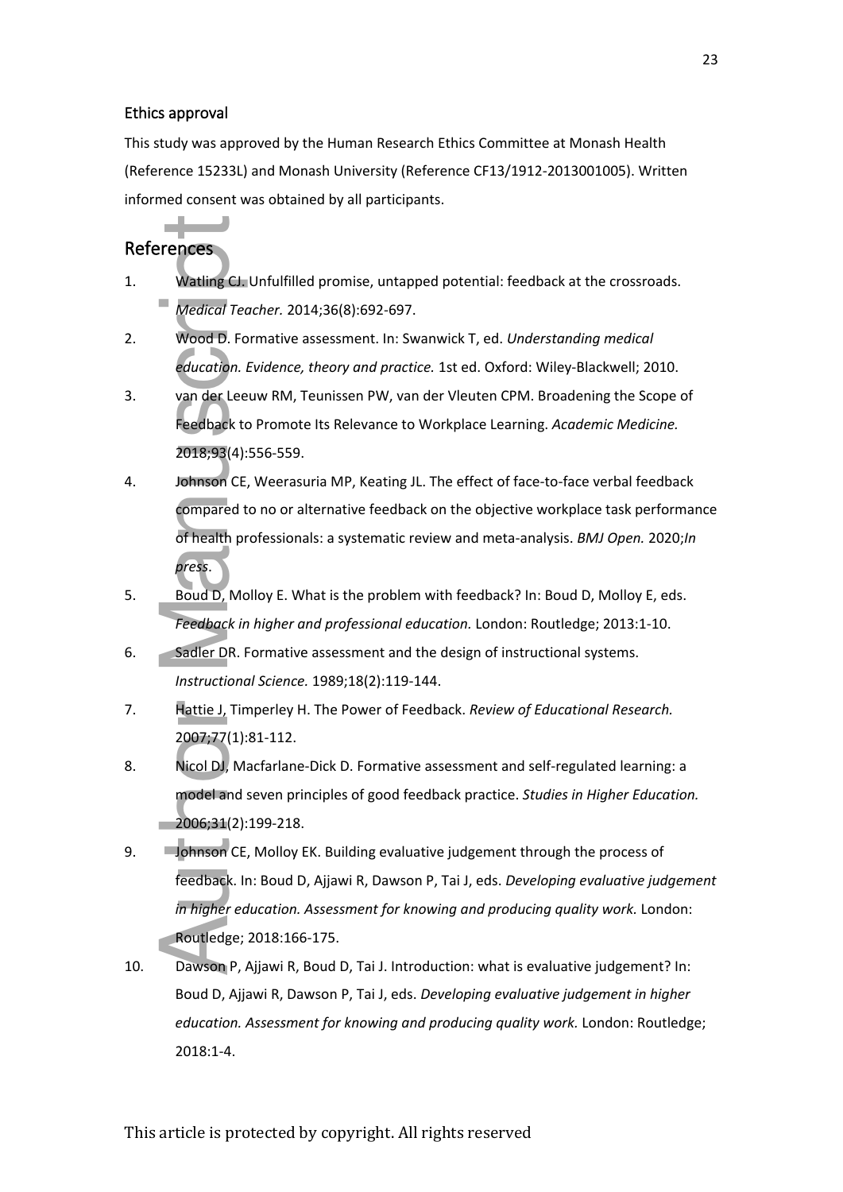### Ethics approval

This study was approved by the Human Research Ethics Committee at Monash Health (Reference 15233L) and Monash University (Reference CF13/1912-2013001005). Written informed consent was obtained by all participants.

## References

1. Watling CJ. Unfulfilled promise, untapped potential: feedback at the crossroads. *Medical Teacher.* 2014;36(8):692-697.
2. Wood D. Formative assessment. In: Swanwick T, ed. *Understanding medical education. Evidence, theory and practice.* 1st ed. Oxford: Wiley-Blackwell; 2010.
3. van der Leeuw RM, Teunissen PW, van der Vleuten CPM. Broadening the Scope of Feedback to Promote Its Relevance to Workplace Learning. *Academic Medicine.* 2018;93(4):556-559.
4. Johnson CE, Weerasuria MP, Keating JL. The effect of face-to-face verbal feedback compared to no or alternative feedback on the objective workplace task performance of health professionals: a systematic review and meta-analysis. *BMJ Open.* 2020;*In press*.
5. Boud D, Molloy E. What is the problem with feedback? In: Boud D, Molloy E, eds. *Feedback in higher and professional education.* London: Routledge; 2013:1-10.
6. Sadler DR. Formative assessment and the design of instructional systems. *Instructional Science.* 1989;18(2):119-144.
7. Hattie J, Timperley H. The Power of Feedback. *Review of Educational Research.* 2007;77(1):81-112.
8. Nicol DJ, Macfarlane-Dick D. Formative assessment and self-regulated learning: a model and seven principles of good feedback practice. *Studies in Higher Education.* 2006;31(2):199-218.
9. Johnson CE, Molloy EK. Building evaluative judgement through the process of feedback. In: Boud D, Ajjawi R, Dawson P, Tai J, eds. *Developing evaluative judgement in higher education. Assessment for knowing and producing quality work.* London: Routledge; 2018:166-175.
10. Dawson P, Ajjawi R, Boud D, Tai J. Introduction: what is evaluative judgement? In: Boud D, Ajjawi R, Dawson P, Tai J, eds. *Developing evaluative judgement in higher education. Assessment for knowing and producing quality work.* London: Routledge; 2018:1-4.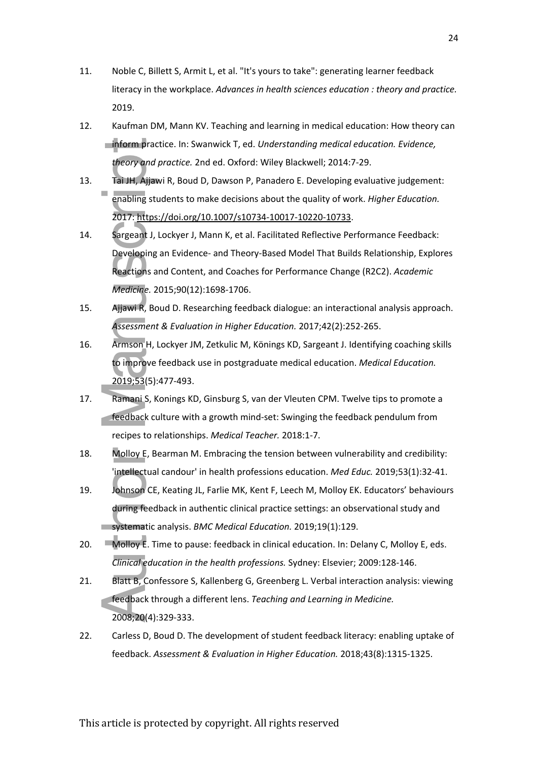11. Noble C, Billett S, Armit L, et al. "It's yours to take": generating learner feedback literacy in the workplace. *Advances in health sciences education : theory and practice.* 2019.

12. Kaufman DM, Mann KV. Teaching and learning in medical education: How theory can inform practice. In: Swanwick T, ed. *Understanding medical education. Evidence, theory and practice.* 2nd ed. Oxford: Wiley Blackwell; 2014:7-29.

13. Tai JH, Ajjawi R, Boud D, Dawson P, Panadero E. Developing evaluative judgement: enabling students to make decisions about the quality of work. *Higher Education.* 2017: https://doi.org/10.1007/s10734-10017-10220-10733.

14. Sargeant J, Lockyer J, Mann K, et al. Facilitated Reflective Performance Feedback: Developing an Evidence- and Theory-Based Model That Builds Relationship, Explores Reactions and Content, and Coaches for Performance Change (R2C2). *Academic Medicine.* 2015;90(12):1698-1706.

15. Ajjawi R, Boud D. Researching feedback dialogue: an interactional analysis approach. *Assessment & Evaluation in Higher Education.* 2017;42(2):252-265.

16. Armson H, Lockyer JM, Zetkulic M, Könings KD, Sargeant J. Identifying coaching skills to improve feedback use in postgraduate medical education. *Medical Education.* 2019;53(5):477-493.

17. Ramani S, Konings KD, Ginsburg S, van der Vleuten CPM. Twelve tips to promote a feedback culture with a growth mind-set: Swinging the feedback pendulum from recipes to relationships. *Medical Teacher.* 2018:1-7.

18. Molloy E, Bearman M. Embracing the tension between vulnerability and credibility: 'intellectual candour' in health professions education. *Med Educ.* 2019;53(1):32-41.

19. Johnson CE, Keating JL, Farlie MK, Kent F, Leech M, Molloy EK. Educators' behaviours during feedback in authentic clinical practice settings: an observational study and systematic analysis. *BMC Medical Education.* 2019;19(1):129.

20. Molloy E. Time to pause: feedback in clinical education. In: Delany C, Molloy E, eds. *Clinical education in the health professions.* Sydney: Elsevier; 2009:128-146.

21. Blatt B, Confessore S, Kallenberg G, Greenberg L. Verbal interaction analysis: viewing feedback through a different lens. *Teaching and Learning in Medicine.* 2008;20(4):329-333.

22. Carless D, Boud D. The development of student feedback literacy: enabling uptake of feedback. *Assessment & Evaluation in Higher Education.* 2018;43(8):1315-1325.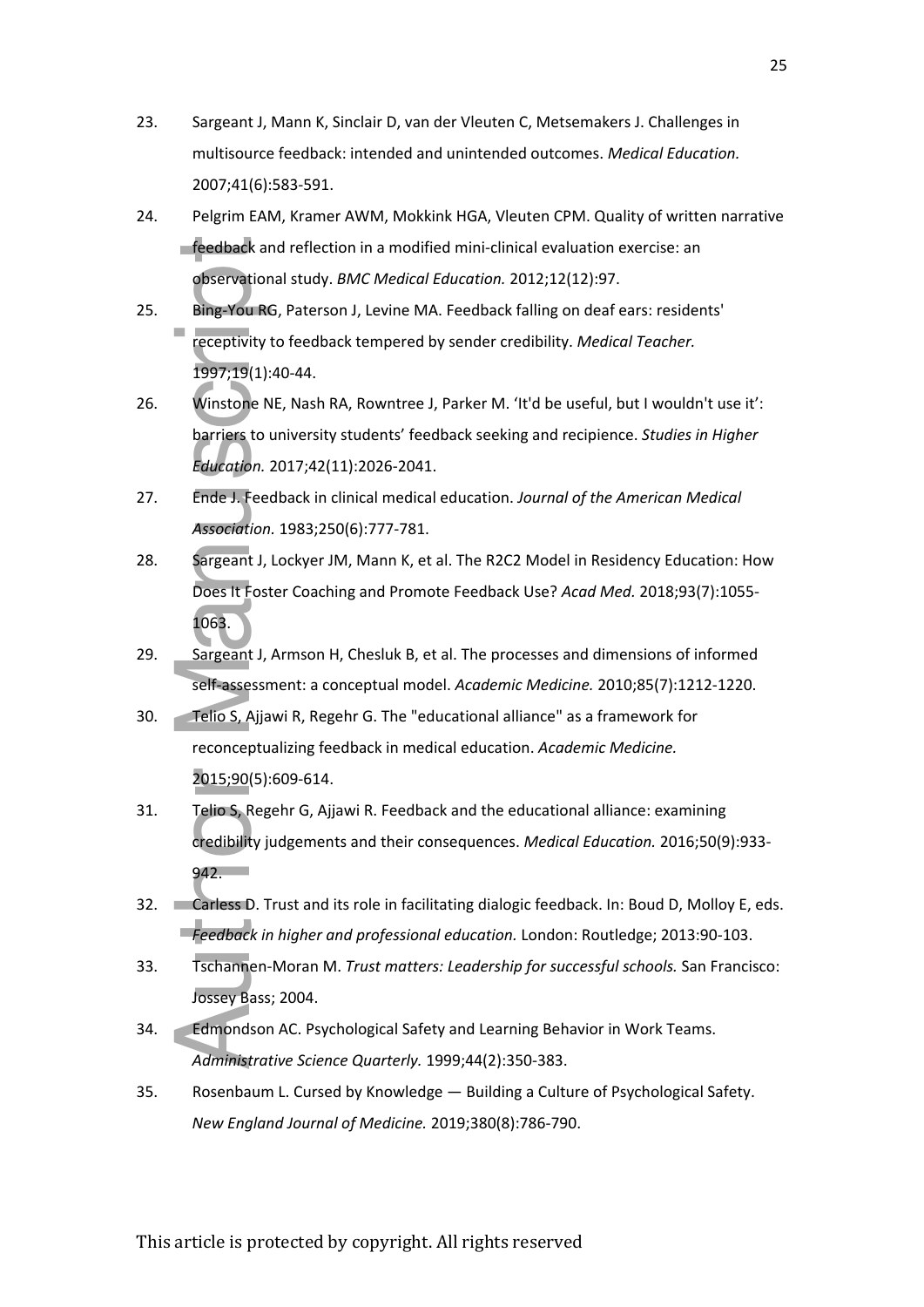23. Sargeant J, Mann K, Sinclair D, van der Vleuten C, Metsemakers J. Challenges in multisource feedback: intended and unintended outcomes. *Medical Education.* 2007;41(6):583-591.
24. Pelgrim EAM, Kramer AWM, Mokkink HGA, Vleuten CPM. Quality of written narrative feedback and reflection in a modified mini-clinical evaluation exercise: an observational study. *BMC Medical Education.* 2012;12(12):97.
25. Bing-You RG, Paterson J, Levine MA. Feedback falling on deaf ears: residents' receptivity to feedback tempered by sender credibility. *Medical Teacher.* 1997;19(1):40-44.
26. Winstone NE, Nash RA, Rowntree J, Parker M. 'It'd be useful, but I wouldn't use it': barriers to university students' feedback seeking and recipience. *Studies in Higher Education.* 2017;42(11):2026-2041.
27. Ende J. Feedback in clinical medical education. *Journal of the American Medical Association.* 1983;250(6):777-781.
28. Sargeant J, Lockyer JM, Mann K, et al. The R2C2 Model in Residency Education: How Does It Foster Coaching and Promote Feedback Use? *Acad Med.* 2018;93(7):1055-1063.
29. Sargeant J, Armson H, Chesluk B, et al. The processes and dimensions of informed self-assessment: a conceptual model. *Academic Medicine.* 2010;85(7):1212-1220.
30. Telio S, Ajjawi R, Regehr G. The "educational alliance" as a framework for reconceptualizing feedback in medical education. *Academic Medicine.* 2015;90(5):609-614.
31. Telio S, Regehr G, Ajjawi R. Feedback and the educational alliance: examining credibility judgements and their consequences. *Medical Education.* 2016;50(9):933-942.
32. Carless D. Trust and its role in facilitating dialogic feedback. In: Boud D, Molloy E, eds. *Feedback in higher and professional education.* London: Routledge; 2013:90-103.
33. Tschannen-Moran M. *Trust matters: Leadership for successful schools.* San Francisco: Jossey Bass; 2004.
34. Edmondson AC. Psychological Safety and Learning Behavior in Work Teams. *Administrative Science Quarterly.* 1999;44(2):350-383.
35. Rosenbaum L. Cursed by Knowledge — Building a Culture of Psychological Safety. *New England Journal of Medicine.* 2019;380(8):786-790.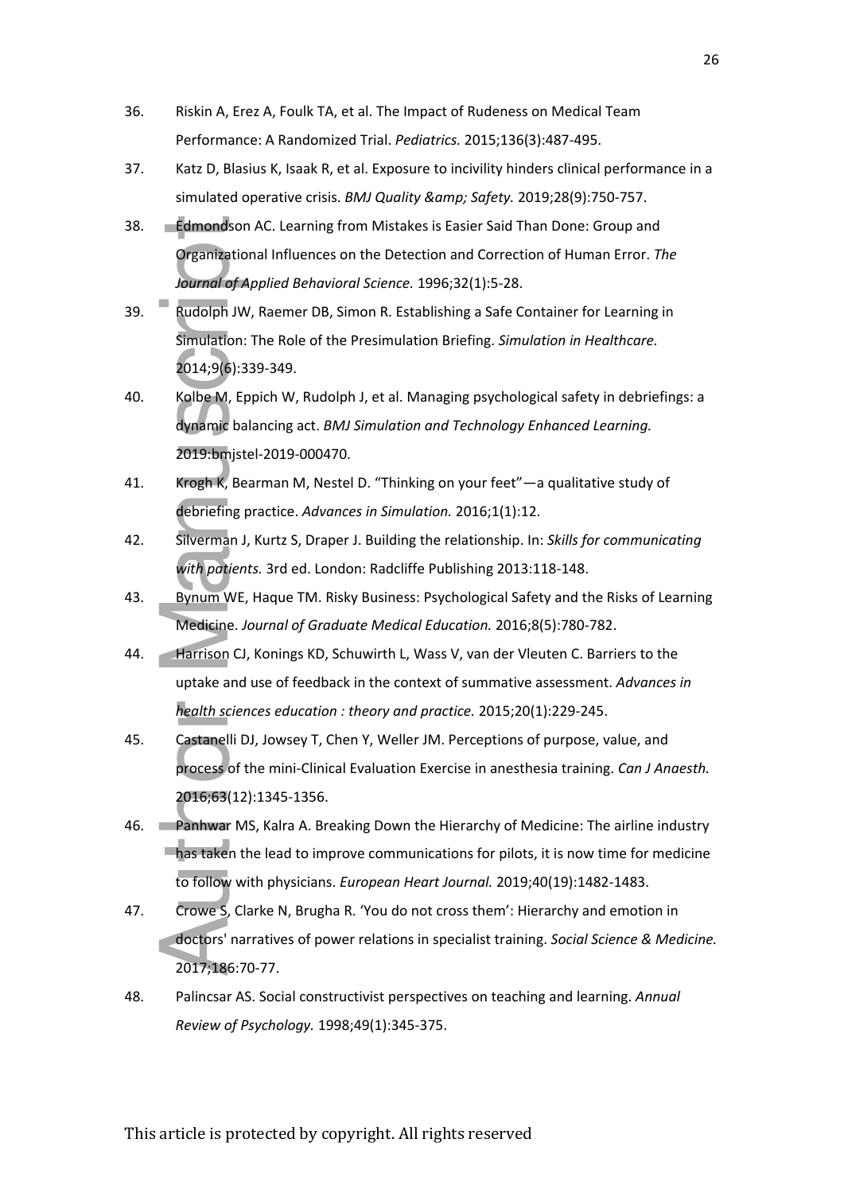36. Riskin A, Erez A, Foulk TA, et al. The Impact of Rudeness on Medical Team Performance: A Randomized Trial. *Pediatrics.* 2015;136(3):487-495.
37. Katz D, Blasius K, Isaak R, et al. Exposure to incivility hinders clinical performance in a simulated operative crisis. *BMJ Quality &amp; Safety.* 2019;28(9):750-757.
38. Edmondson AC. Learning from Mistakes is Easier Said Than Done: Group and Organizational Influences on the Detection and Correction of Human Error. *The Journal of Applied Behavioral Science.* 1996;32(1):5-28.
39. Rudolph JW, Raemer DB, Simon R. Establishing a Safe Container for Learning in Simulation: The Role of the Presimulation Briefing. *Simulation in Healthcare.* 2014;9(6):339-349.
40. Kolbe M, Eppich W, Rudolph J, et al. Managing psychological safety in debriefings: a dynamic balancing act. *BMJ Simulation and Technology Enhanced Learning.* 2019:bmjstel-2019-000470.
41. Krogh K, Bearman M, Nestel D. "Thinking on your feet"—a qualitative study of debriefing practice. *Advances in Simulation.* 2016;1(1):12.
42. Silverman J, Kurtz S, Draper J. Building the relationship. In: *Skills for communicating with patients.* 3rd ed. London: Radcliffe Publishing 2013:118-148.
43. Bynum WE, Haque TM. Risky Business: Psychological Safety and the Risks of Learning Medicine. *Journal of Graduate Medical Education.* 2016;8(5):780-782.
44. Harrison CJ, Konings KD, Schuwirth L, Wass V, van der Vleuten C. Barriers to the uptake and use of feedback in the context of summative assessment. *Advances in health sciences education : theory and practice.* 2015;20(1):229-245.
45. Castanelli DJ, Jowsey T, Chen Y, Weller JM. Perceptions of purpose, value, and process of the mini-Clinical Evaluation Exercise in anesthesia training. *Can J Anaesth.* 2016;63(12):1345-1356.
46. Panhwar MS, Kalra A. Breaking Down the Hierarchy of Medicine: The airline industry has taken the lead to improve communications for pilots, it is now time for medicine to follow with physicians. *European Heart Journal.* 2019;40(19):1482-1483.
47. Crowe S, Clarke N, Brugha R. 'You do not cross them': Hierarchy and emotion in doctors' narratives of power relations in specialist training. *Social Science & Medicine.* 2017;186:70-77.
48. Palincsar AS. Social constructivist perspectives on teaching and learning. *Annual Review of Psychology.* 1998;49(1):345-375.

This article is protected by copyright. All rights reserved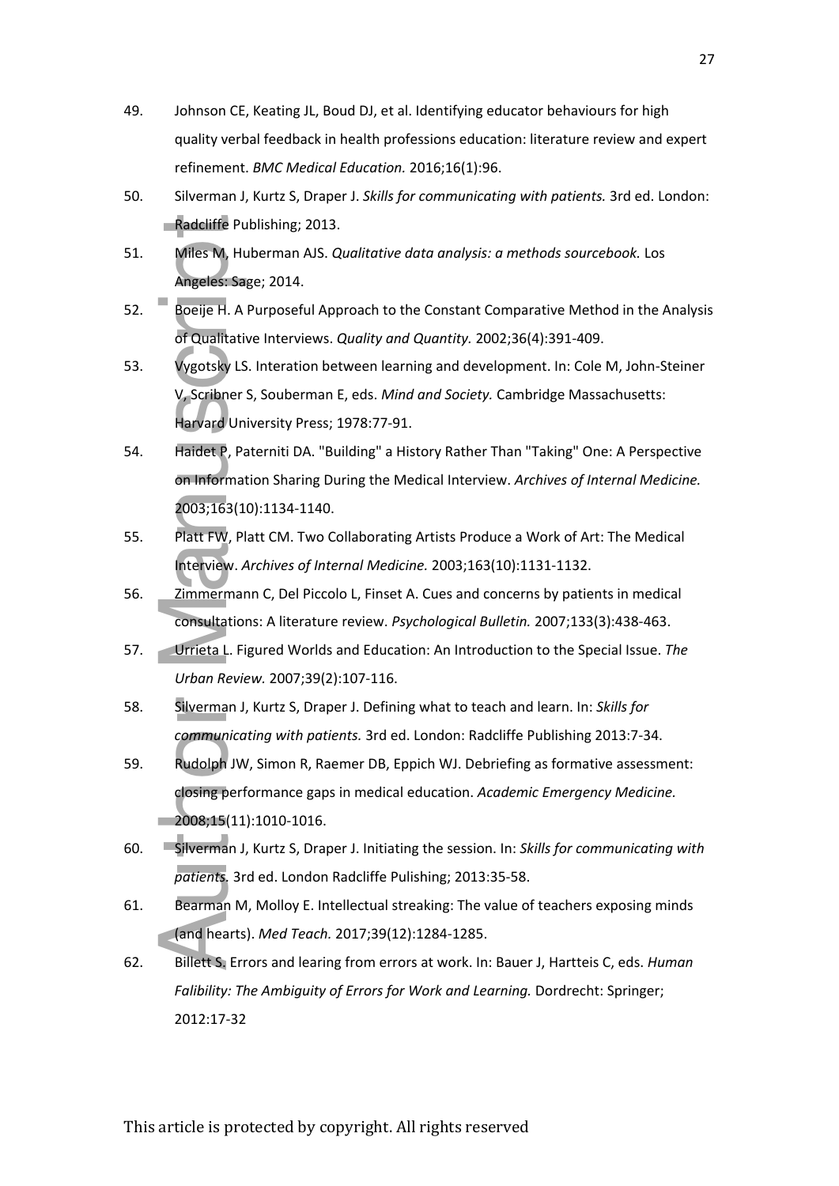49. Johnson CE, Keating JL, Boud DJ, et al. Identifying educator behaviours for high quality verbal feedback in health professions education: literature review and expert refinement. *BMC Medical Education.* 2016;16(1):96.
50. Silverman J, Kurtz S, Draper J. *Skills for communicating with patients.* 3rd ed. London: Radcliffe Publishing; 2013.
51. Miles M, Huberman AJS. *Qualitative data analysis: a methods sourcebook.* Los Angeles: Sage; 2014.
52. Boeije H. A Purposeful Approach to the Constant Comparative Method in the Analysis of Qualitative Interviews. *Quality and Quantity.* 2002;36(4):391-409.
53. Vygotsky LS. Interation between learning and development. In: Cole M, John-Steiner V, Scribner S, Souberman E, eds. *Mind and Society.* Cambridge Massachusetts: Harvard University Press; 1978:77-91.
54. Haidet P, Paterniti DA. "Building" a History Rather Than "Taking" One: A Perspective on Information Sharing During the Medical Interview. *Archives of Internal Medicine.* 2003;163(10):1134-1140.
55. Platt FW, Platt CM. Two Collaborating Artists Produce a Work of Art: The Medical Interview. *Archives of Internal Medicine.* 2003;163(10):1131-1132.
56. Zimmermann C, Del Piccolo L, Finset A. Cues and concerns by patients in medical consultations: A literature review. *Psychological Bulletin.* 2007;133(3):438-463.
57. Urrieta L. Figured Worlds and Education: An Introduction to the Special Issue. *The Urban Review.* 2007;39(2):107-116.
58. Silverman J, Kurtz S, Draper J. Defining what to teach and learn. In: *Skills for communicating with patients.* 3rd ed. London: Radcliffe Publishing 2013:7-34.
59. Rudolph JW, Simon R, Raemer DB, Eppich WJ. Debriefing as formative assessment: closing performance gaps in medical education. *Academic Emergency Medicine.* 2008;15(11):1010-1016.
60. Silverman J, Kurtz S, Draper J. Initiating the session. In: *Skills for communicating with patients.* 3rd ed. London Radcliffe Pulishing; 2013:35-58.
61. Bearman M, Molloy E. Intellectual streaking: The value of teachers exposing minds (and hearts). *Med Teach.* 2017;39(12):1284-1285.
62. Billett S. Errors and learing from errors at work. In: Bauer J, Hartteis C, eds. *Human Falibility: The Ambiguity of Errors for Work and Learning.* Dordrecht: Springer; 2012:17-32

This article is protected by copyright. All rights reserved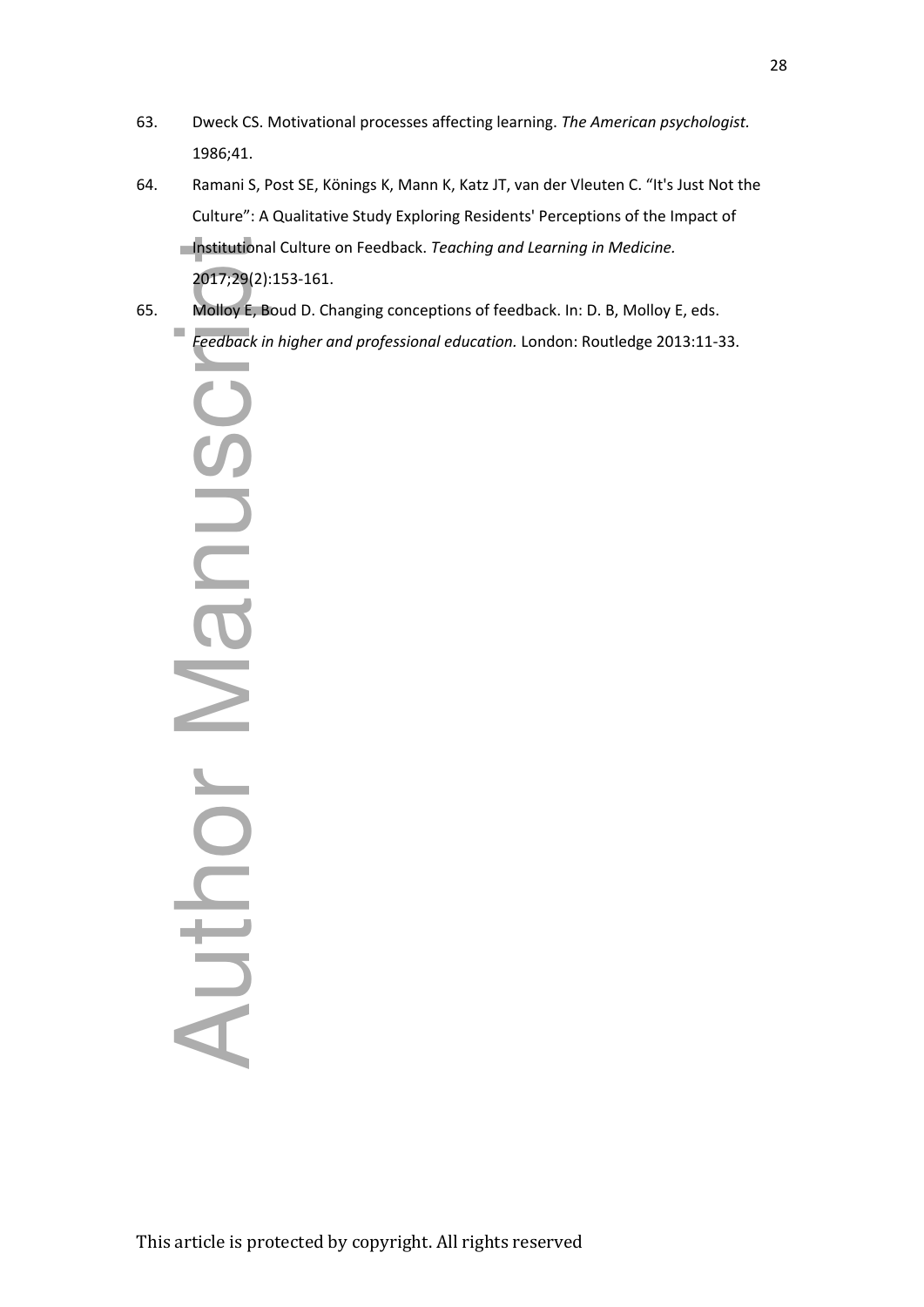63. Dweck CS. Motivational processes affecting learning. *The American psychologist*. 1986;41.

64. Ramani S, Post SE, Könings K, Mann K, Katz JT, van der Vleuten C. “It's Just Not the Culture”: A Qualitative Study Exploring Residents' Perceptions of the Impact of Institutional Culture on Feedback. *Teaching and Learning in Medicine.* 2017;29(2):153-161.

65. Molloy E, Boud D. Changing conceptions of feedback. In: D. B, Molloy E, eds. *Feedback in higher and professional education.* London: Routledge 2013:11-33.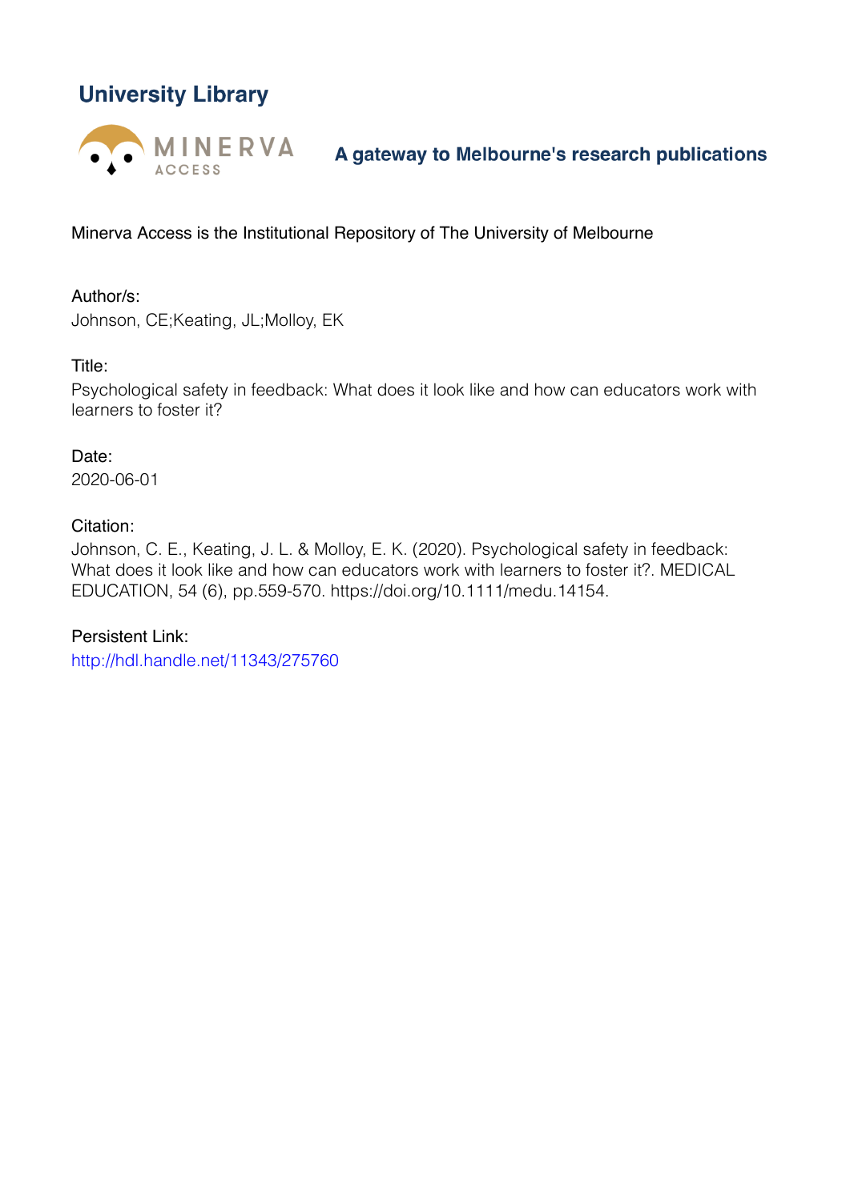## University Library

**MINERVA ACCESS**

**A gateway to Melbourne's research publications**

Minerva Access is the Institutional Repository of The University of Melbourne

**Author/s:**
Johnson, CE;Keating, JL;Molloy, EK

**Title:**
Psychological safety in feedback: What does it look like and how can educators work with learners to foster it?

**Date:**
2020-06-01

**Citation:**
Johnson, C. E., Keating, J. L. & Molloy, E. K. (2020). Psychological safety in feedback: What does it look like and how can educators work with learners to foster it?. MEDICAL EDUCATION, 54 (6), pp.559-570. https://doi.org/10.1111/medu.14154.

**Persistent Link:**
http://hdl.handle.net/11343/275760